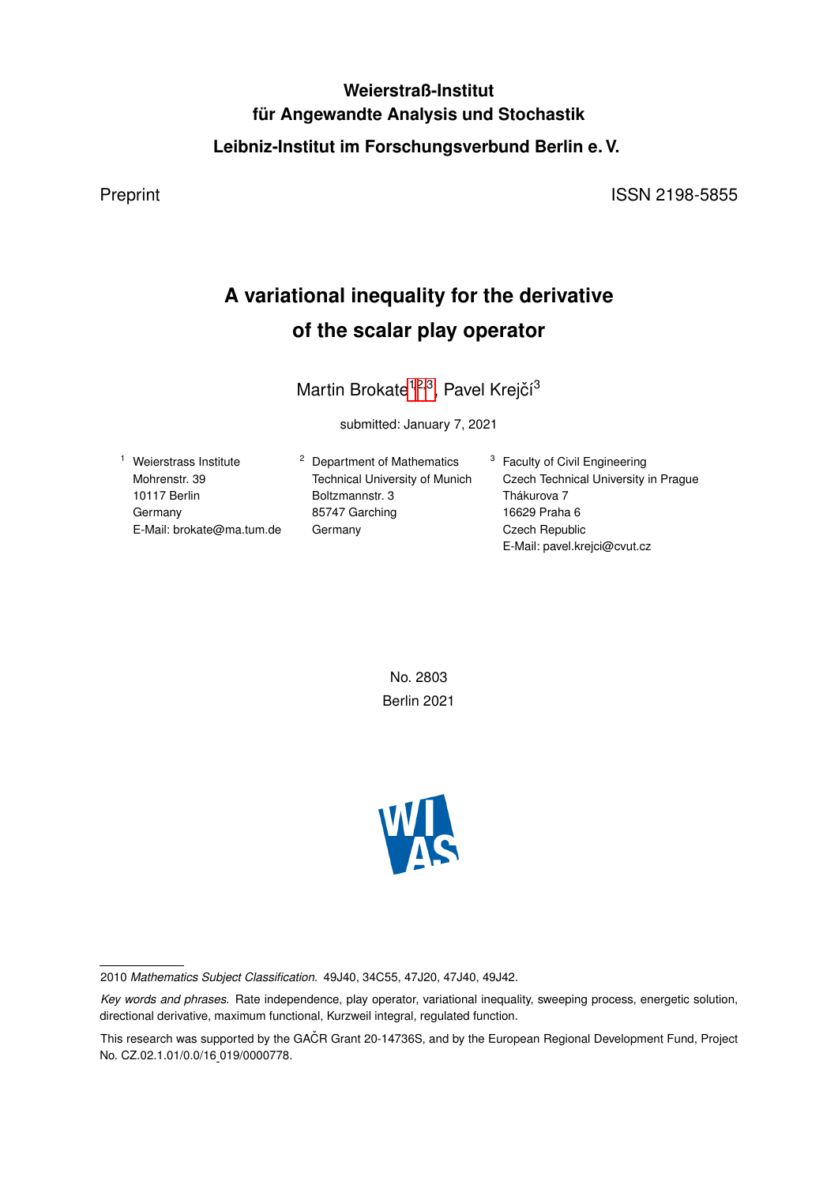**Weierstraß-Institut**
**für Angewandte Analysis und Stochastik**
**Leibniz-Institut im Forschungsverbund Berlin e. V.**

Preprint ISSN 2198-5855

# A variational inequality for the derivative of the scalar play operator

Martin Brokate[1,2,3], Pavel Krejčí[3]

submitted: January 7, 2021

[1] Weierstrass Institute
Mohrenstr. 39
10117 Berlin
Germany
E-Mail: brokate@ma.tum.de

[2] Department of Mathematics
Technical University of Munich
Boltzmannstr. 3
85747 Garching
Germany

[3] Faculty of Civil Engineering
Czech Technical University in Prague
Thákurova 7
16629 Praha 6
Czech Republic
E-Mail: pavel.krejci@cvut.cz

No. 2803
Berlin 2021

2010 *Mathematics Subject Classification.* 49J40, 34C55, 47J20, 47J40, 49J42.

*Key words and phrases.* Rate independence, play operator, variational inequality, sweeping process, energetic solution, directional derivative, maximum functional, Kurzweil integral, regulated function.

This research was supported by the GAČR Grant 20-14736S, and by the European Regional Development Fund, Project No. CZ.02.1.01/0.0/16_019/0000778.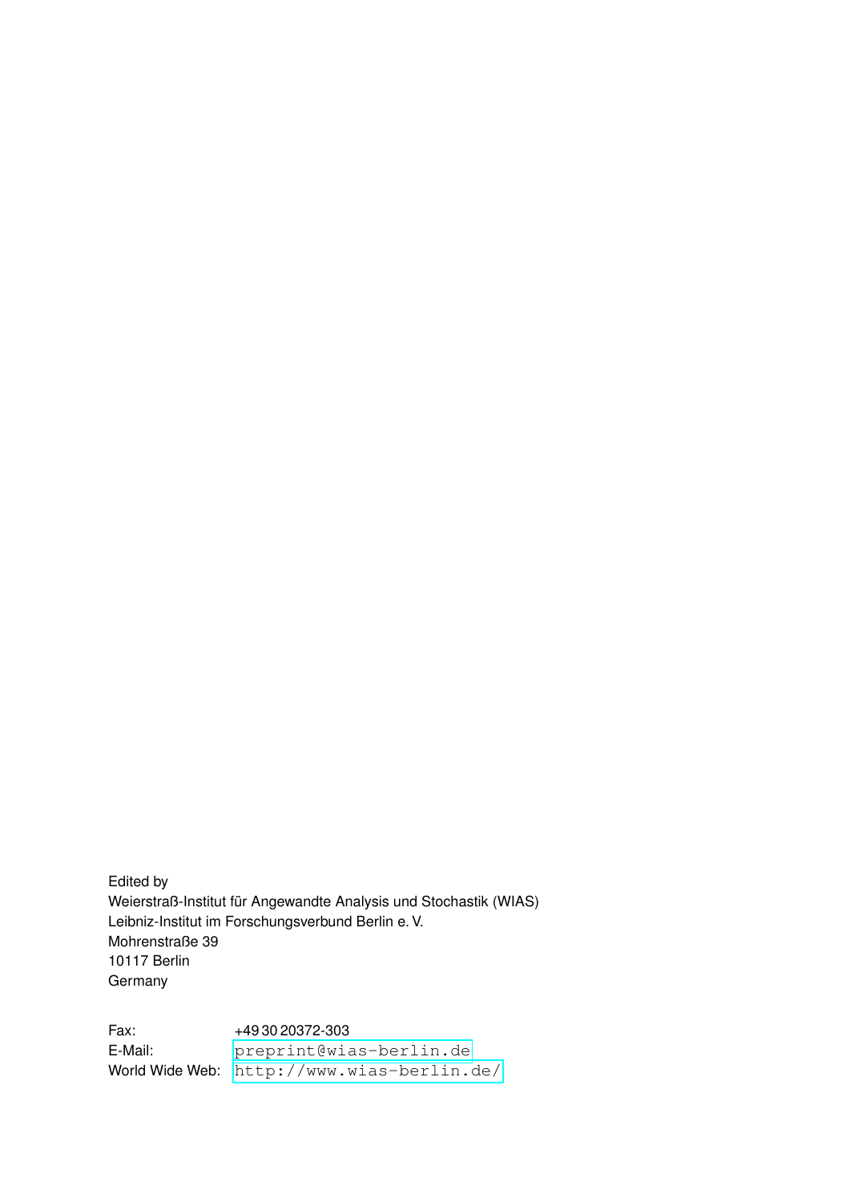Edited by
Weierstraß-Institut für Angewandte Analysis und Stochastik (WIAS)
Leibniz-Institut im Forschungsverbund Berlin e. V.
Mohrenstraße 39
10117 Berlin
Germany

Fax: +49 30 20372-303
E-Mail: preprint@wias-berlin.de
World Wide Web: http://www.wias-berlin.de/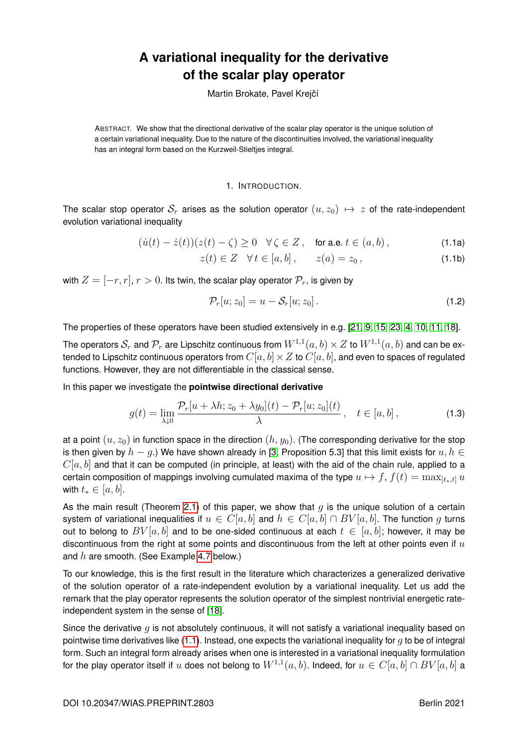# A variational inequality for the derivative of the scalar play operator

Martin Brokate, Pavel Krejčí

ABSTRACT. We show that the directional derivative of the scalar play operator is the unique solution of a certain variational inequality. Due to the nature of the discontinuities involved, the variational inequality has an integral form based on the Kurzweil-Stieltjes integral.

## 1. INTRODUCTION.

The scalar stop operator $\mathcal{S}_r$ arises as the solution operator $(u, z_0) \mapsto z$ of the rate-independent evolution variational inequality

$$(\dot{u}(t) - \dot{z}(t))(z(t) - \zeta) \geq 0 \quad \forall \zeta \in Z\,, \quad \text{for a.e. } t \in (a,b)\,, \tag{1.1a}$$

$$z(t) \in Z \quad \forall t \in [a,b]\,, \qquad z(a) = z_0\,, \tag{1.1b}$$

with $Z = [-r, r]$, $r > 0$. Its twin, the scalar play operator $\mathcal{P}_r$, is given by

$$\mathcal{P}_r[u; z_0] = u - \mathcal{S}_r[u; z_0]\,. \tag{1.2}$$

The properties of these operators have been studied extensively in e.g. [21, 9, 15, 23, 4, 10, 11, 18].

The operators $\mathcal{S}_r$ and $\mathcal{P}_r$ are Lipschitz continuous from $W^{1,1}(a,b) \times Z$ to $W^{1,1}(a,b)$ and can be extended to Lipschitz continuous operators from $C[a,b] \times Z$ to $C[a,b]$, and even to spaces of regulated functions. However, they are not differentiable in the classical sense.

In this paper we investigate the **pointwise directional derivative**

$$g(t) = \lim_{\lambda \downarrow 0} \frac{\mathcal{P}_r[u + \lambda h; z_0 + \lambda y_0](t) - \mathcal{P}_r[u; z_0](t)}{\lambda}\,, \quad t \in [a,b]\,, \tag{1.3}$$

at a point $(u, z_0)$ in function space in the direction $(h, y_0)$. (The corresponding derivative for the stop is then given by $h - g$.) We have shown already in [3, Proposition 5.3] that this limit exists for $u, h \in C[a,b]$ and that it can be computed (in principle, at least) with the aid of the chain rule, applied to a certain composition of mappings involving cumulated maxima of the type $u \mapsto f$, $f(t) = \max_{[t_*, t]} u$ with $t_* \in [a,b]$.

As the main result (Theorem 2.1) of this paper, we show that $g$ is the unique solution of a certain system of variational inequalities if $u \in C[a,b]$ and $h \in C[a,b] \cap BV[a,b]$. The function $g$ turns out to belong to $BV[a,b]$ and to be one-sided continuous at each $t \in [a,b]$; however, it may be discontinuous from the right at some points and discontinuous from the left at other points even if $u$ and $h$ are smooth. (See Example 4.7 below.)

To our knowledge, this is the first result in the literature which characterizes a generalized derivative of the solution operator of a rate-independent evolution by a variational inequality. Let us add the remark that the play operator represents the solution operator of the simplest nontrivial energetic rate-independent system in the sense of [18].

Since the derivative $g$ is not absolutely continuous, it will not satisfy a variational inequality based on pointwise time derivatives like (1.1). Instead, one expects the variational inequality for $g$ to be of integral form. Such an integral form already arises when one is interested in a variational inequality formulation for the play operator itself if $u$ does not belong to $W^{1,1}(a,b)$. Indeed, for $u \in C[a,b] \cap BV[a,b]$ a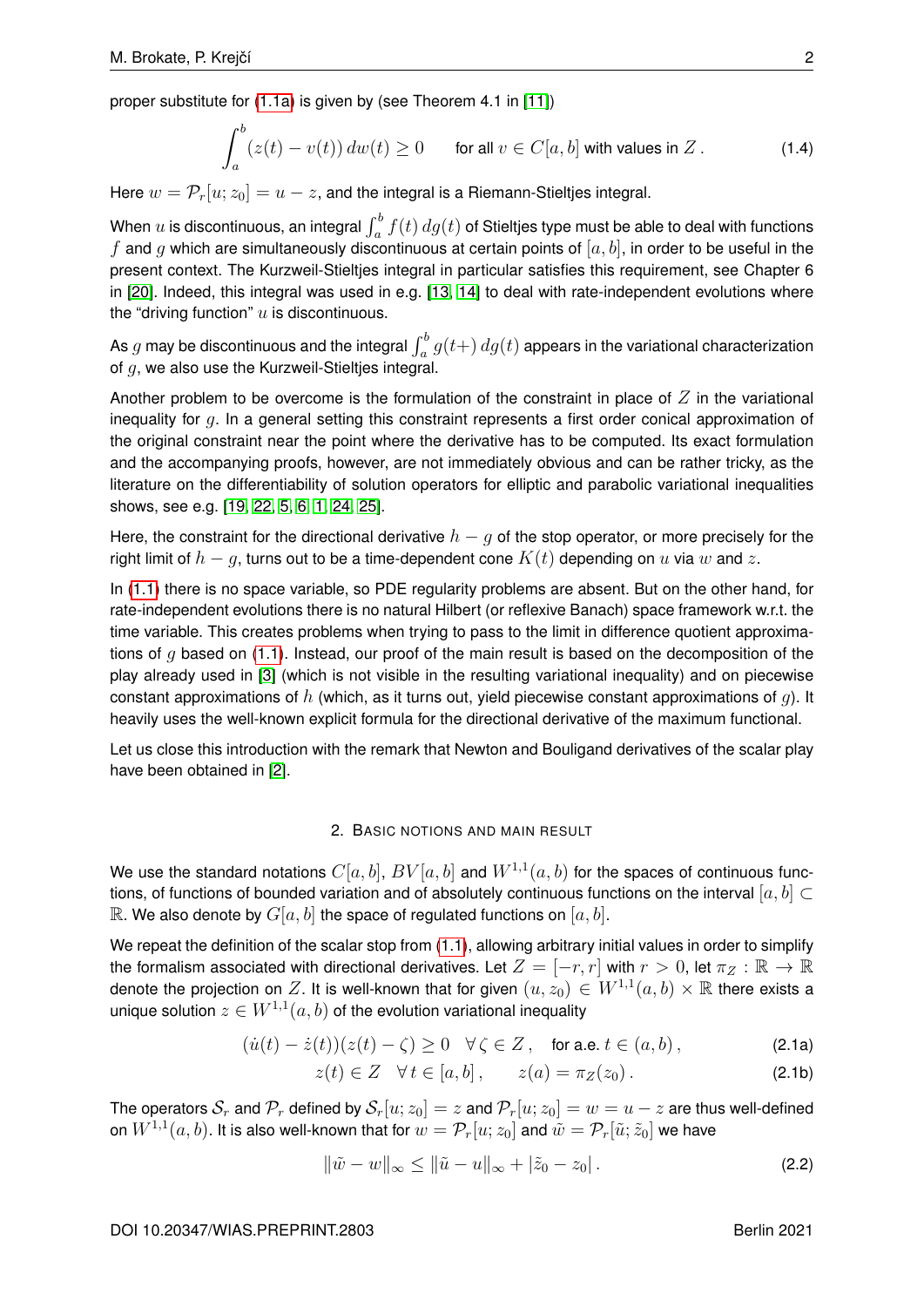proper substitute for (1.1a) is given by (see Theorem 4.1 in [11])

$$\int_a^b (z(t) - v(t))\, dw(t) \geq 0 \qquad \text{for all } v \in C[a,b] \text{ with values in } Z\,. \tag{1.4}$$

Here $w = \mathcal{P}_r[u; z_0] = u - z$, and the integral is a Riemann-Stieltjes integral.

When $u$ is discontinuous, an integral $\int_a^b f(t)\, dg(t)$ of Stieltjes type must be able to deal with functions $f$ and $g$ which are simultaneously discontinuous at certain points of $[a,b]$, in order to be useful in the present context. The Kurzweil-Stieltjes integral in particular satisfies this requirement, see Chapter 6 in [20]. Indeed, this integral was used in e.g. [13, 14] to deal with rate-independent evolutions where the "driving function" $u$ is discontinuous.

As $g$ may be discontinuous and the integral $\int_a^b g(t+)\, dg(t)$ appears in the variational characterization of $g$, we also use the Kurzweil-Stieltjes integral.

Another problem to be overcome is the formulation of the constraint in place of $Z$ in the variational inequality for $g$. In a general setting this constraint represents a first order conical approximation of the original constraint near the point where the derivative has to be computed. Its exact formulation and the accompanying proofs, however, are not immediately obvious and can be rather tricky, as the literature on the differentiability of solution operators for elliptic and parabolic variational inequalities shows, see e.g. [19, 22, 5, 6, 1, 24, 25].

Here, the constraint for the directional derivative $h - g$ of the stop operator, or more precisely for the right limit of $h - g$, turns out to be a time-dependent cone $K(t)$ depending on $u$ via $w$ and $z$.

In (1.1) there is no space variable, so PDE regularity problems are absent. But on the other hand, for rate-independent evolutions there is no natural Hilbert (or reflexive Banach) space framework w.r.t. the time variable. This creates problems when trying to pass to the limit in difference quotient approximations of $g$ based on (1.1). Instead, our proof of the main result is based on the decomposition of the play already used in [3] (which is not visible in the resulting variational inequality) and on piecewise constant approximations of $h$ (which, as it turns out, yield piecewise constant approximations of $g$). It heavily uses the well-known explicit formula for the directional derivative of the maximum functional.

Let us close this introduction with the remark that Newton and Bouligand derivatives of the scalar play have been obtained in [2].

## 2. Basic notions and main result

We use the standard notations $C[a,b]$, $BV[a,b]$ and $W^{1,1}(a,b)$ for the spaces of continuous functions, of functions of bounded variation and of absolutely continuous functions on the interval $[a,b] \subset \mathbb{R}$. We also denote by $G[a,b]$ the space of regulated functions on $[a,b]$.

We repeat the definition of the scalar stop from (1.1), allowing arbitrary initial values in order to simplify the formalism associated with directional derivatives. Let $Z = [-r, r]$ with $r > 0$, let $\pi_Z : \mathbb{R} \to \mathbb{R}$ denote the projection on $Z$. It is well-known that for given $(u, z_0) \in W^{1,1}(a,b) \times \mathbb{R}$ there exists a unique solution $z \in W^{1,1}(a,b)$ of the evolution variational inequality

$$(\dot{u}(t) - \dot{z}(t))(z(t) - \zeta) \geq 0 \quad \forall\, \zeta \in Z\,, \quad \text{for a.e. } t \in (a,b)\,, \tag{2.1a}$$

$$z(t) \in Z \quad \forall\, t \in [a,b]\,, \qquad z(a) = \pi_Z(z_0)\,. \tag{2.1b}$$

The operators $\mathcal{S}_r$ and $\mathcal{P}_r$ defined by $\mathcal{S}_r[u; z_0] = z$ and $\mathcal{P}_r[u; z_0] = w = u - z$ are thus well-defined on $W^{1,1}(a,b)$. It is also well-known that for $w = \mathcal{P}_r[u; z_0]$ and $\tilde{w} = \mathcal{P}_r[\tilde{u}; \tilde{z}_0]$ we have

$$\|\tilde{w} - w\|_\infty \leq \|\tilde{u} - u\|_\infty + |\tilde{z}_0 - z_0|\,. \tag{2.2}$$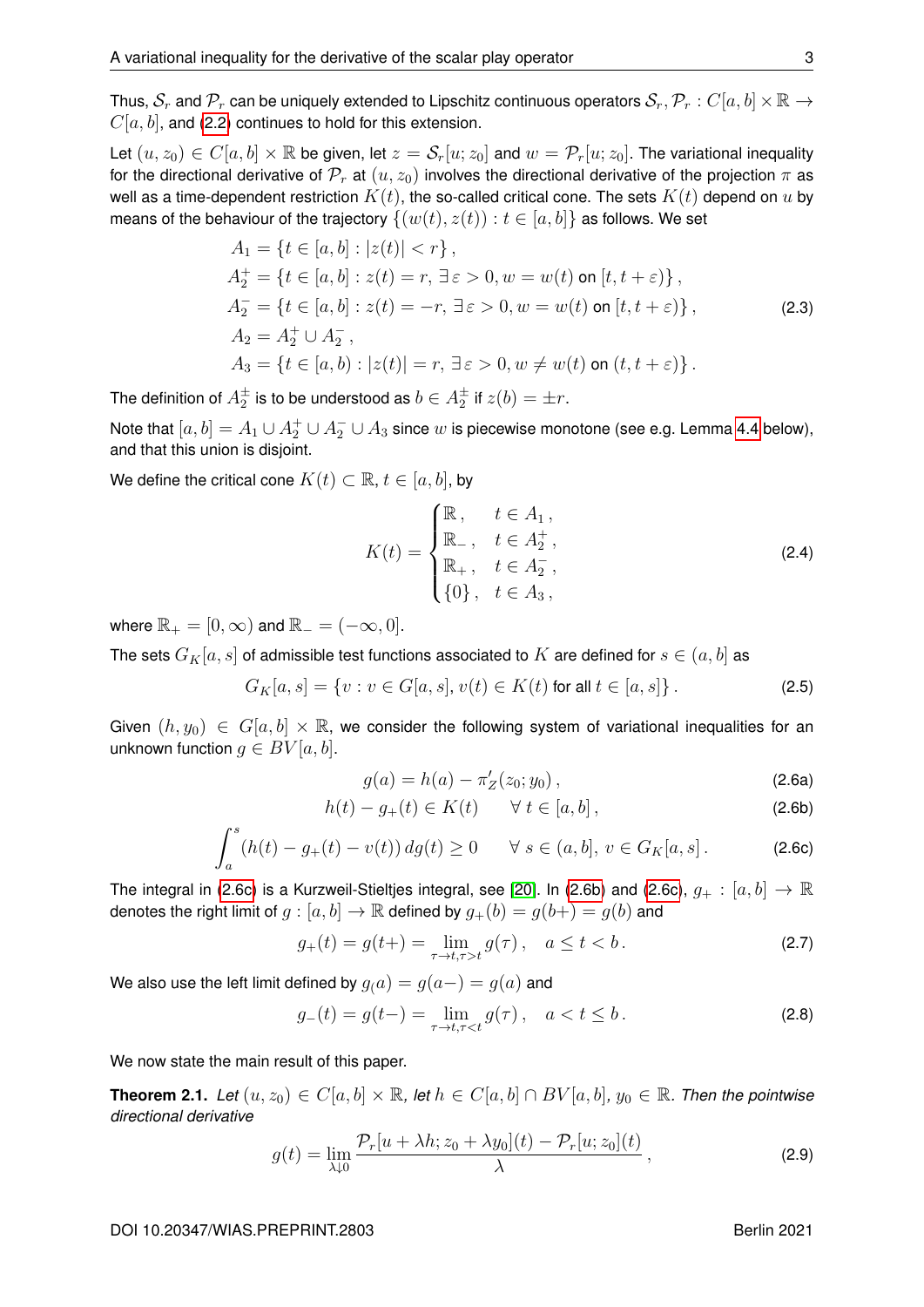Thus, $\mathcal{S}_r$ and $\mathcal{P}_r$ can be uniquely extended to Lipschitz continuous operators $\mathcal{S}_r, \mathcal{P}_r : C[a,b] \times \mathbb{R} \to C[a,b]$, and (2.2) continues to hold for this extension.

Let $(u, z_0) \in C[a,b] \times \mathbb{R}$ be given, let $z = \mathcal{S}_r[u; z_0]$ and $w = \mathcal{P}_r[u; z_0]$. The variational inequality for the directional derivative of $\mathcal{P}_r$ at $(u, z_0)$ involves the directional derivative of the projection $\pi$ as well as a time-dependent restriction $K(t)$, the so-called critical cone. The sets $K(t)$ depend on $u$ by means of the behaviour of the trajectory $\{(w(t), z(t)) : t \in [a,b]\}$ as follows. We set

$$
\begin{aligned}
A_1 &= \{t \in [a,b] : |z(t)| < r\}\,, \\
A_2^+ &= \{t \in [a,b] : z(t) = r,\ \exists\, \varepsilon > 0, w = w(t) \text{ on } [t, t+\varepsilon)\}\,, \\
A_2^- &= \{t \in [a,b] : z(t) = -r,\ \exists\, \varepsilon > 0, w = w(t) \text{ on } [t, t+\varepsilon)\}\,, \\
A_2 &= A_2^+ \cup A_2^-\,, \\
A_3 &= \{t \in [a,b) : |z(t)| = r,\ \exists\, \varepsilon > 0, w \neq w(t) \text{ on } (t, t+\varepsilon)\}\,.
\end{aligned}
\tag{2.3}
$$

The definition of $A_2^\pm$ is to be understood as $b \in A_2^\pm$ if $z(b) = \pm r$.

Note that $[a,b] = A_1 \cup A_2^+ \cup A_2^- \cup A_3$ since $w$ is piecewise monotone (see e.g. Lemma 4.4 below), and that this union is disjoint.

We define the critical cone $K(t) \subset \mathbb{R}$, $t \in [a,b]$, by

$$
K(t) = \begin{cases} \mathbb{R}\,, & t \in A_1\,, \\ \mathbb{R}_-\,, & t \in A_2^+\,, \\ \mathbb{R}_+\,, & t \in A_2^-\,, \\ \{0\}\,, & t \in A_3\,, \end{cases}
\tag{2.4}
$$

where $\mathbb{R}_+ = [0, \infty)$ and $\mathbb{R}_- = (-\infty, 0]$.

The sets $G_K[a,s]$ of admissible test functions associated to $K$ are defined for $s \in (a,b]$ as

$$
G_K[a,s] = \{v : v \in G[a,s],\ v(t) \in K(t) \text{ for all } t \in [a,s]\}\,.
\tag{2.5}
$$

Given $(h, y_0) \in G[a,b] \times \mathbb{R}$, we consider the following system of variational inequalities for an unknown function $g \in BV[a,b]$.

$$
g(a) = h(a) - \pi_Z'(z_0; y_0)\,,
\tag{2.6a}
$$

$$
h(t) - g_+(t) \in K(t) \qquad \forall\, t \in [a,b]\,,
\tag{2.6b}
$$

$$
\int_a^s (h(t) - g_+(t) - v(t))\, dg(t) \geq 0 \qquad \forall\, s \in (a,b],\ v \in G_K[a,s]\,.
\tag{2.6c}
$$

The integral in (2.6c) is a Kurzweil-Stieltjes integral, see [20]. In (2.6b) and (2.6c), $g_+ : [a,b] \to \mathbb{R}$ denotes the right limit of $g : [a,b] \to \mathbb{R}$ defined by $g_+(b) = g(b+) = g(b)$ and

$$
g_+(t) = g(t+) = \lim_{\tau \to t, \tau > t} g(\tau)\,, \quad a \leq t < b\,.
\tag{2.7}
$$

We also use the left limit defined by $g_(a) = g(a-) = g(a)$ and

$$
g_-(t) = g(t-) = \lim_{\tau \to t, \tau < t} g(\tau)\,, \quad a < t \leq b\,.
\tag{2.8}
$$

We now state the main result of this paper.

**Theorem 2.1.** *Let $(u, z_0) \in C[a,b] \times \mathbb{R}$, let $h \in C[a,b] \cap BV[a,b]$, $y_0 \in \mathbb{R}$. Then the pointwise directional derivative*

$$
g(t) = \lim_{\lambda \downarrow 0} \frac{\mathcal{P}_r[u + \lambda h; z_0 + \lambda y_0](t) - \mathcal{P}_r[u; z_0](t)}{\lambda}\,,
\tag{2.9}
$$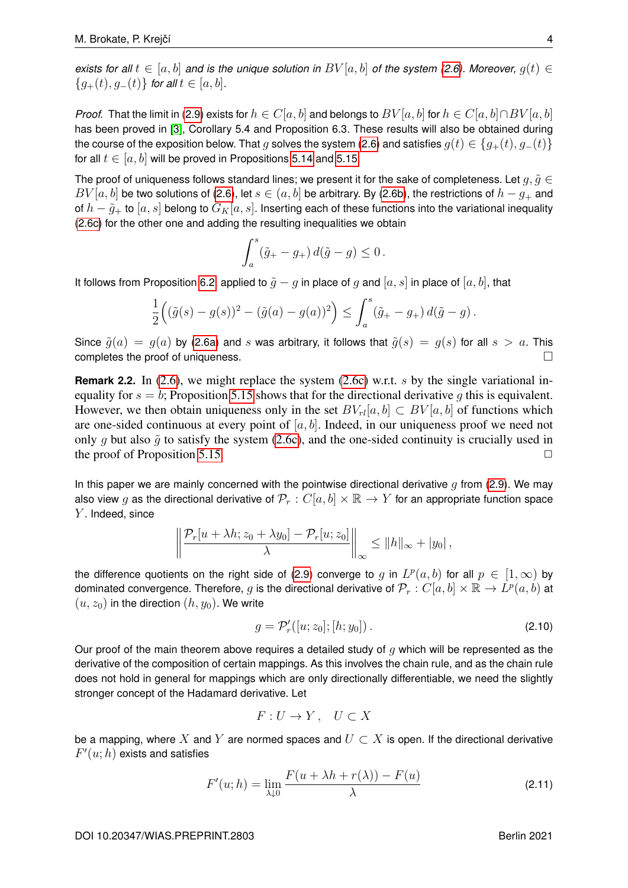*exists for all $t \in [a,b]$ and is the unique solution in $BV[a,b]$ of the system (2.6). Moreover, $g(t) \in \{g_+(t), g_-(t)\}$ for all $t \in [a,b]$.*

*Proof.* That the limit in (2.9) exists for $h \in C[a,b]$ and belongs to $BV[a,b]$ for $h \in C[a,b] \cap BV[a,b]$ has been proved in [3], Corollary 5.4 and Proposition 6.3. These results will also be obtained during the course of the exposition below. That $g$ solves the system (2.6) and satisfies $g(t) \in \{g_+(t), g_-(t)\}$ for all $t \in [a,b]$ will be proved in Propositions 5.14 and 5.15.

The proof of uniqueness follows standard lines; we present it for the sake of completeness. Let $g, \tilde{g} \in BV[a,b]$ be two solutions of (2.6), let $s \in (a,b]$ be arbitrary. By (2.6b), the restrictions of $h - g_+$ and of $h - \tilde{g}_+$ to $[a,s]$ belong to $G_K[a,s]$. Inserting each of these functions into the variational inequality (2.6c) for the other one and adding the resulting inequalities we obtain

$$\int_a^s (\tilde{g}_+ - g_+)\, d(\tilde{g} - g) \le 0\,.$$

It follows from Proposition 6.2 applied to $\tilde{g} - g$ in place of $g$ and $[a,s]$ in place of $[a,b]$, that

$$\frac{1}{2}\Big((\tilde{g}(s) - g(s))^2 - (\tilde{g}(a) - g(a))^2\Big) \le \int_a^s (\tilde{g}_+ - g_+)\, d(\tilde{g} - g)\,.$$

Since $\tilde{g}(a) = g(a)$ by (2.6a) and $s$ was arbitrary, it follows that $\tilde{g}(s) = g(s)$ for all $s > a$. This completes the proof of uniqueness. □

**Remark 2.2.** In (2.6), we might replace the system (2.6c) w.r.t. $s$ by the single variational inequality for $s = b$; Proposition 5.15 shows that for the directional derivative $g$ this is equivalent. However, we then obtain uniqueness only in the set $BV_{rl}[a,b] \subset BV[a,b]$ of functions which are one-sided continuous at every point of $[a,b]$. Indeed, in our uniqueness proof we need not only $g$ but also $\tilde{g}$ to satisfy the system (2.6c), and the one-sided continuity is crucially used in the proof of Proposition 5.15. □

In this paper we are mainly concerned with the pointwise directional derivative $g$ from (2.9). We may also view $g$ as the directional derivative of $\mathcal{P}_r : C[a,b] \times \mathbb{R} \to Y$ for an appropriate function space $Y$. Indeed, since

$$\left\| \frac{\mathcal{P}_r[u + \lambda h; z_0 + \lambda y_0] - \mathcal{P}_r[u; z_0]}{\lambda} \right\|_\infty \le \|h\|_\infty + |y_0|\,,$$

the difference quotients on the right side of (2.9) converge to $g$ in $L^p(a,b)$ for all $p \in [1,\infty)$ by dominated convergence. Therefore, $g$ is the directional derivative of $\mathcal{P}_r : C[a,b] \times \mathbb{R} \to L^p(a,b)$ at $(u, z_0)$ in the direction $(h, y_0)$. We write

$$g = \mathcal{P}_r'([u; z_0]; [h; y_0])\,. \tag{2.10}$$

Our proof of the main theorem above requires a detailed study of $g$ which will be represented as the derivative of the composition of certain mappings. As this involves the chain rule, and as the chain rule does not hold in general for mappings which are only directionally differentiable, we need the slightly stronger concept of the Hadamard derivative. Let

$$F : U \to Y\,, \quad U \subset X$$

be a mapping, where $X$ and $Y$ are normed spaces and $U \subset X$ is open. If the directional derivative $F'(u;h)$ exists and satisfies

$$F'(u;h) = \lim_{\lambda \downarrow 0} \frac{F(u + \lambda h + r(\lambda)) - F(u)}{\lambda} \tag{2.11}$$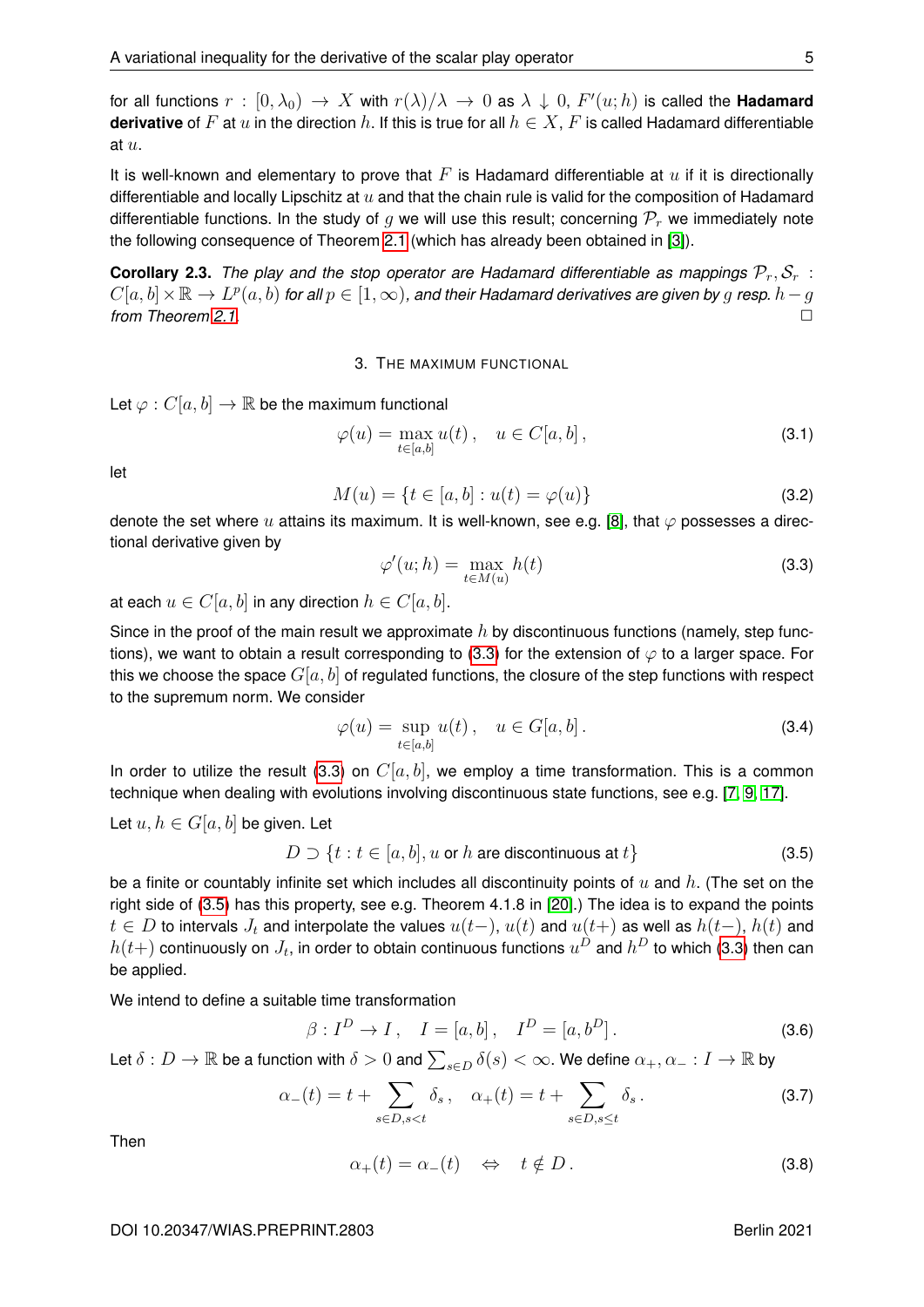for all functions $r : [0, \lambda_0) \to X$ with $r(\lambda)/\lambda \to 0$ as $\lambda \downarrow 0$, $F'(u; h)$ is called the **Hadamard derivative** of $F$ at $u$ in the direction $h$. If this is true for all $h \in X$, $F$ is called Hadamard differentiable at $u$.

It is well-known and elementary to prove that $F$ is Hadamard differentiable at $u$ if it is directionally differentiable and locally Lipschitz at $u$ and that the chain rule is valid for the composition of Hadamard differentiable functions. In the study of $g$ we will use this result; concerning $\mathcal{P}_r$ we immediately note the following consequence of Theorem 2.1 (which has already been obtained in [3]).

**Corollary 2.3.** *The play and the stop operator are Hadamard differentiable as mappings $\mathcal{P}_r, \mathcal{S}_r : C[a,b] \times \mathbb{R} \to L^p(a,b)$ for all $p \in [1, \infty)$, and their Hadamard derivatives are given by $g$ resp. $h - g$ from Theorem 2.1.* □

## 3. The maximum functional

Let $\varphi : C[a,b] \to \mathbb{R}$ be the maximum functional

$$\varphi(u) = \max_{t \in [a,b]} u(t)\,, \quad u \in C[a,b]\,, \tag{3.1}$$

let

$$M(u) = \{t \in [a,b] : u(t) = \varphi(u)\} \tag{3.2}$$

denote the set where $u$ attains its maximum. It is well-known, see e.g. [8], that $\varphi$ possesses a directional derivative given by

$$\varphi'(u; h) = \max_{t \in M(u)} h(t) \tag{3.3}$$

at each $u \in C[a,b]$ in any direction $h \in C[a,b]$.

Since in the proof of the main result we approximate $h$ by discontinuous functions (namely, step functions), we want to obtain a result corresponding to (3.3) for the extension of $\varphi$ to a larger space. For this we choose the space $G[a,b]$ of regulated functions, the closure of the step functions with respect to the supremum norm. We consider

$$\varphi(u) = \sup_{t \in [a,b]} u(t)\,, \quad u \in G[a,b]\,. \tag{3.4}$$

In order to utilize the result (3.3) on $C[a,b]$, we employ a time transformation. This is a common technique when dealing with evolutions involving discontinuous state functions, see e.g. [7, 9, 17].

Let $u, h \in G[a,b]$ be given. Let

$$D \supset \{t : t \in [a,b],\, u \text{ or } h \text{ are discontinuous at } t\} \tag{3.5}$$

be a finite or countably infinite set which includes all discontinuity points of $u$ and $h$. (The set on the right side of (3.5) has this property, see e.g. Theorem 4.1.8 in [20].) The idea is to expand the points $t \in D$ to intervals $J_t$ and interpolate the values $u(t-)$, $u(t)$ and $u(t+)$ as well as $h(t-)$, $h(t)$ and $h(t+)$ continuously on $J_t$, in order to obtain continuous functions $u^D$ and $h^D$ to which (3.3) then can be applied.

We intend to define a suitable time transformation

$$\beta : I^D \to I\,, \quad I = [a,b]\,, \quad I^D = [a, b^D]\,. \tag{3.6}$$

Let $\delta : D \to \mathbb{R}$ be a function with $\delta > 0$ and $\sum_{s \in D} \delta(s) < \infty$. We define $\alpha_+, \alpha_- : I \to \mathbb{R}$ by

$$\alpha_-(t) = t + \sum_{s \in D, s < t} \delta_s\,, \quad \alpha_+(t) = t + \sum_{s \in D, s \le t} \delta_s\,. \tag{3.7}$$

Then

$$\alpha_+(t) = \alpha_-(t) \quad \Leftrightarrow \quad t \notin D\,. \tag{3.8}$$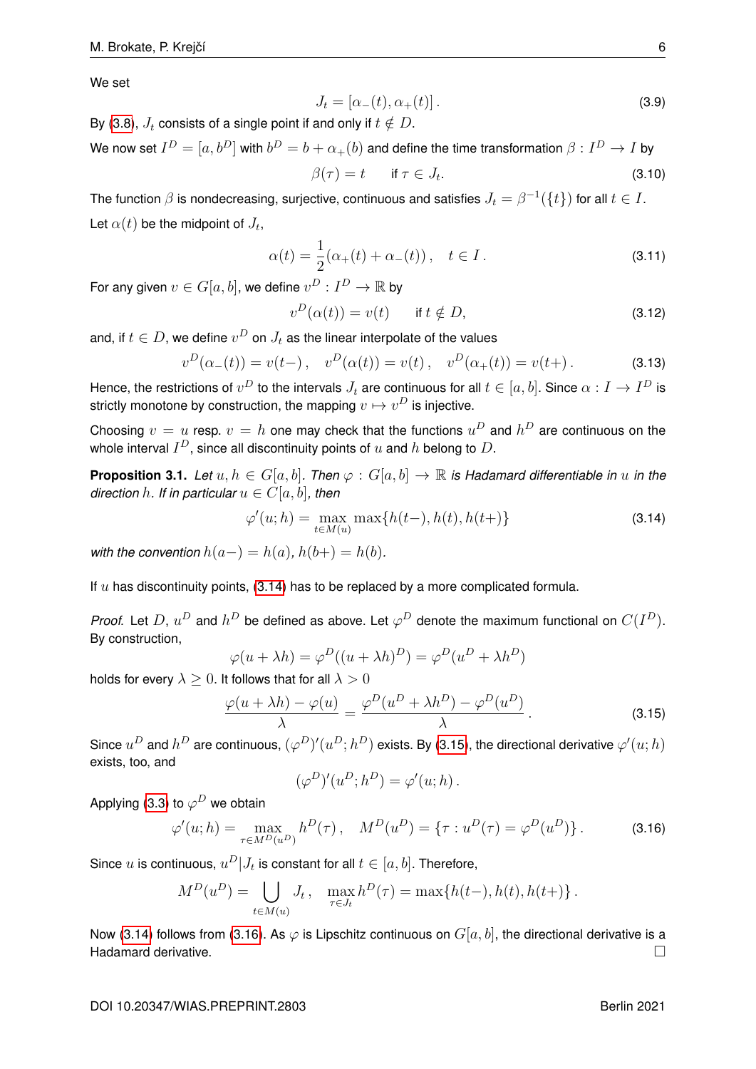We set

$$J_t = [\alpha_-(t), \alpha_+(t)]\,. \tag{3.9}$$

By (3.8), $J_t$ consists of a single point if and only if $t \notin D$.

We now set $I^D = [a, b^D]$ with $b^D = b + \alpha_+(b)$ and define the time transformation $\beta : I^D \to I$ by

$$\beta(\tau) = t \qquad \text{if } \tau \in J_t. \tag{3.10}$$

The function $\beta$ is nondecreasing, surjective, continuous and satisfies $J_t = \beta^{-1}(\{t\})$ for all $t \in I$.

Let $\alpha(t)$ be the midpoint of $J_t$,

$$\alpha(t) = \frac{1}{2}(\alpha_+(t) + \alpha_-(t))\,, \quad t \in I\,. \tag{3.11}$$

For any given $v \in G[a, b]$, we define $v^D : I^D \to \mathbb{R}$ by

$$v^D(\alpha(t)) = v(t) \qquad \text{if } t \notin D, \tag{3.12}$$

and, if $t \in D$, we define $v^D$ on $J_t$ as the linear interpolate of the values

$$v^D(\alpha_-(t)) = v(t-)\,, \quad v^D(\alpha(t)) = v(t)\,, \quad v^D(\alpha_+(t)) = v(t+)\,. \tag{3.13}$$

Hence, the restrictions of $v^D$ to the intervals $J_t$ are continuous for all $t \in [a, b]$. Since $\alpha : I \to I^D$ is strictly monotone by construction, the mapping $v \mapsto v^D$ is injective.

Choosing $v = u$ resp. $v = h$ one may check that the functions $u^D$ and $h^D$ are continuous on the whole interval $I^D$, since all discontinuity points of $u$ and $h$ belong to $D$.

**Proposition 3.1.** *Let $u, h \in G[a, b]$. Then $\varphi : G[a, b] \to \mathbb{R}$ is Hadamard differentiable in $u$ in the direction $h$. If in particular $u \in C[a, b]$, then*

$$\varphi'(u; h) = \max_{t \in M(u)} \max\{h(t-), h(t), h(t+)\} \tag{3.14}$$

*with the convention $h(a-) = h(a)$, $h(b+) = h(b)$.*

If $u$ has discontinuity points, (3.14) has to be replaced by a more complicated formula.

*Proof.* Let $D$, $u^D$ and $h^D$ be defined as above. Let $\varphi^D$ denote the maximum functional on $C(I^D)$. By construction,

$$\varphi(u + \lambda h) = \varphi^D((u + \lambda h)^D) = \varphi^D(u^D + \lambda h^D)$$

holds for every $\lambda \geq 0$. It follows that for all $\lambda > 0$

$$\frac{\varphi(u + \lambda h) - \varphi(u)}{\lambda} = \frac{\varphi^D(u^D + \lambda h^D) - \varphi^D(u^D)}{\lambda}\,. \tag{3.15}$$

Since $u^D$ and $h^D$ are continuous, $(\varphi^D)'(u^D; h^D)$ exists. By (3.15), the directional derivative $\varphi'(u; h)$ exists, too, and

$$(\varphi^D)'(u^D; h^D) = \varphi'(u; h)\,.$$

Applying (3.3) to $\varphi^D$ we obtain

$$\varphi'(u; h) = \max_{\tau \in M^D(u^D)} h^D(\tau)\,, \quad M^D(u^D) = \{\tau : u^D(\tau) = \varphi^D(u^D)\}\,. \tag{3.16}$$

Since $u$ is continuous, $u^D|J_t$ is constant for all $t \in [a, b]$. Therefore,

$$M^D(u^D) = \bigcup_{t \in M(u)} J_t\,, \quad \max_{\tau \in J_t} h^D(\tau) = \max\{h(t-), h(t), h(t+)\}\,.$$

Now (3.14) follows from (3.16). As $\varphi$ is Lipschitz continuous on $G[a, b]$, the directional derivative is a Hadamard derivative. $\square$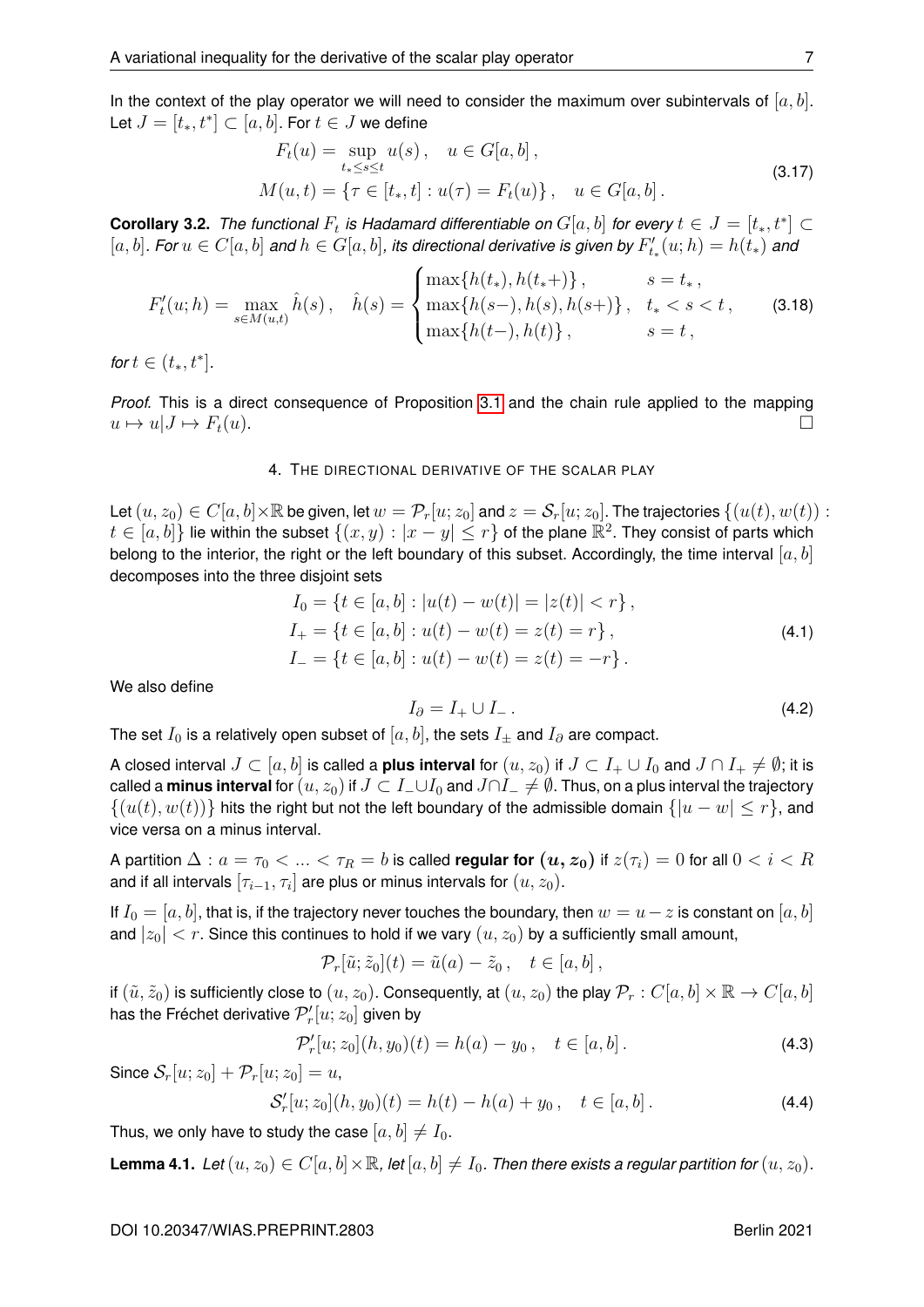In the context of the play operator we will need to consider the maximum over subintervals of $[a,b]$. Let $J = [t_*, t^*] \subset [a,b]$. For $t \in J$ we define

$$
\begin{aligned}
F_t(u) &= \sup_{t_* \le s \le t} u(s)\,, \quad u \in G[a,b]\,, \\
M(u,t) &= \{\tau \in [t_*, t] : u(\tau) = F_t(u)\}\,, \quad u \in G[a,b]\,.
\end{aligned}
\tag{3.17}
$$

**Corollary 3.2.** *The functional $F_t$ is Hadamard differentiable on $G[a,b]$ for every $t \in J = [t_*, t^*] \subset [a,b]$. For $u \in C[a,b]$ and $h \in G[a,b]$, its directional derivative is given by $F'_{t_*}(u;h) = h(t_*)$ and*

$$
F'_t(u;h) = \max_{s \in M(u,t)} \hat{h}(s)\,, \quad \hat{h}(s) = \begin{cases} \max\{h(t_*), h(t_*+)\}\,, & s = t_*\,, \\ \max\{h(s-), h(s), h(s+)\}\,, & t_* < s < t\,, \\ \max\{h(t-), h(t)\}\,, & s = t\,, \end{cases}
\tag{3.18}
$$

*for $t \in (t_*, t^*]$.*

*Proof.* This is a direct consequence of Proposition 3.1 and the chain rule applied to the mapping $u \mapsto u|J \mapsto F_t(u)$. $\square$

## 4. The directional derivative of the scalar play

Let $(u, z_0) \in C[a,b] \times \mathbb{R}$ be given, let $w = \mathcal{P}_r[u; z_0]$ and $z = \mathcal{S}_r[u; z_0]$. The trajectories $\{(u(t), w(t)) : t \in [a,b]\}$ lie within the subset $\{(x,y) : |x-y| \le r\}$ of the plane $\mathbb{R}^2$. They consist of parts which belong to the interior, the right or the left boundary of this subset. Accordingly, the time interval $[a,b]$ decomposes into the three disjoint sets

$$
\begin{aligned}
I_0 &= \{t \in [a,b] : |u(t) - w(t)| = |z(t)| < r\}\,, \\
I_+ &= \{t \in [a,b] : u(t) - w(t) = z(t) = r\}\,, \\
I_- &= \{t \in [a,b] : u(t) - w(t) = z(t) = -r\}\,.
\end{aligned}
\tag{4.1}
$$

We also define

$$
I_\partial = I_+ \cup I_-\,.
\tag{4.2}
$$

The set $I_0$ is a relatively open subset of $[a,b]$, the sets $I_\pm$ and $I_\partial$ are compact.

A closed interval $J \subset [a,b]$ is called a **plus interval** for $(u, z_0)$ if $J \subset I_+ \cup I_0$ and $J \cap I_+ \neq \emptyset$; it is called a **minus interval** for $(u, z_0)$ if $J \subset I_- \cup I_0$ and $J \cap I_- \neq \emptyset$. Thus, on a plus interval the trajectory $\{(u(t), w(t))\}$ hits the right boundary but not the left boundary of the admissible domain $\{|u - w| \le r\}$, and vice versa on a minus interval.

A partition $\Delta : a = \tau_0 < \ldots < \tau_R = b$ is called **regular for $(u, z_0)$** if $z(\tau_i) = 0$ for all $0 < i < R$ and if all intervals $[\tau_{i-1}, \tau_i]$ are plus or minus intervals for $(u, z_0)$.

If $I_0 = [a,b]$, that is, if the trajectory never touches the boundary, then $w = u - z$ is constant on $[a,b]$ and $|z_0| < r$. Since this continues to hold if we vary $(u, z_0)$ by a sufficiently small amount,

$$
\mathcal{P}_r[\tilde{u}; \tilde{z}_0](t) = \tilde{u}(a) - \tilde{z}_0\,, \quad t \in [a,b]\,,
$$

if $(\tilde{u}, \tilde{z}_0)$ is sufficiently close to $(u, z_0)$. Consequently, at $(u, z_0)$ the play $\mathcal{P}_r : C[a,b] \times \mathbb{R} \to C[a,b]$ has the Fréchet derivative $\mathcal{P}'_r[u; z_0]$ given by

$$
\mathcal{P}'_r[u; z_0](h, y_0)(t) = h(a) - y_0\,, \quad t \in [a,b]\,.
\tag{4.3}
$$

Since $\mathcal{S}_r[u; z_0] + \mathcal{P}_r[u; z_0] = u$,

$$
\mathcal{S}'_r[u; z_0](h, y_0)(t) = h(t) - h(a) + y_0\,, \quad t \in [a,b]\,.
\tag{4.4}
$$

Thus, we only have to study the case $[a,b] \neq I_0$.

**Lemma 4.1.** *Let $(u, z_0) \in C[a,b] \times \mathbb{R}$, let $[a,b] \neq I_0$. Then there exists a regular partition for $(u, z_0)$.*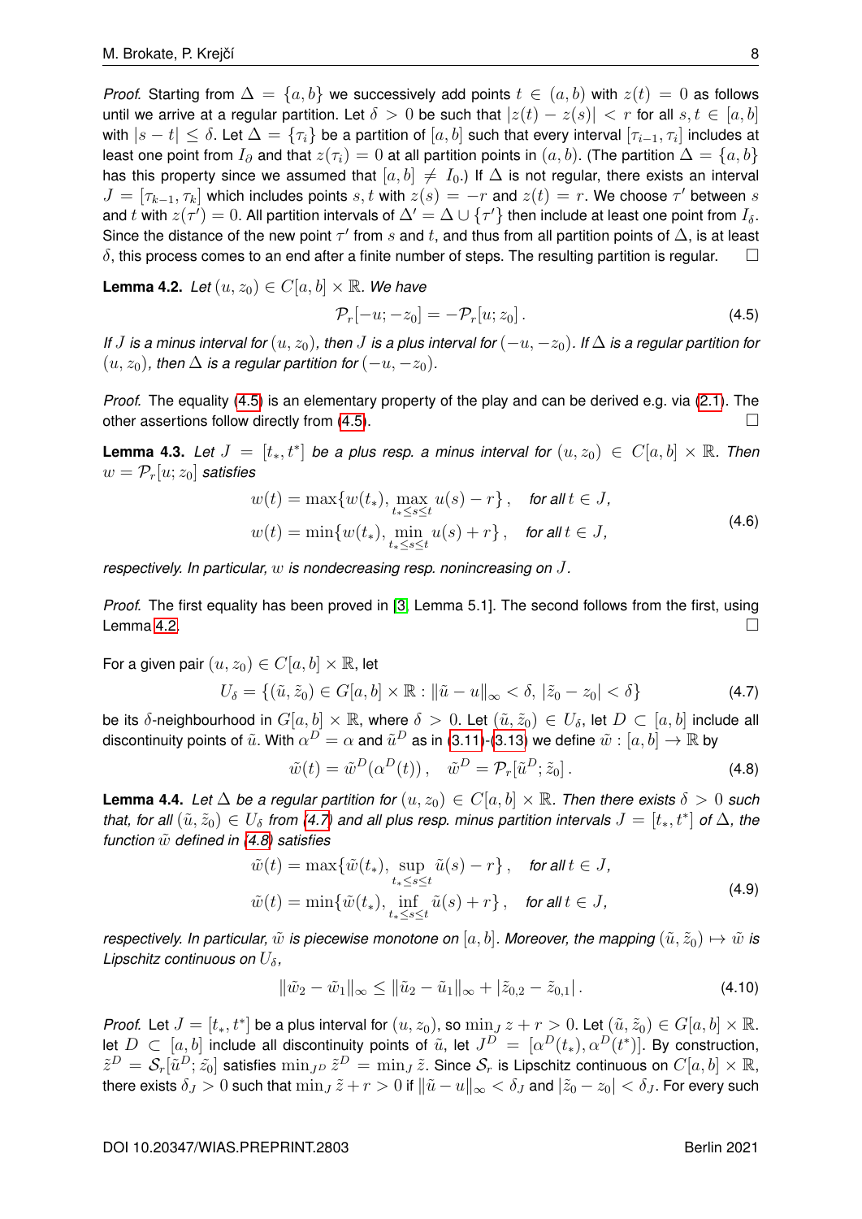*Proof.* Starting from $\Delta = \{a, b\}$ we successively add points $t \in (a, b)$ with $z(t) = 0$ as follows until we arrive at a regular partition. Let $\delta > 0$ be such that $|z(t) - z(s)| < r$ for all $s, t \in [a, b]$ with $|s - t| \le \delta$. Let $\Delta = \{\tau_i\}$ be a partition of $[a, b]$ such that every interval $[\tau_{i-1}, \tau_i]$ includes at least one point from $I_\partial$ and that $z(\tau_i) = 0$ at all partition points in $(a, b)$. (The partition $\Delta = \{a, b\}$ has this property since we assumed that $[a, b] \neq I_0$.) If $\Delta$ is not regular, there exists an interval $J = [\tau_{k-1}, \tau_k]$ which includes points $s, t$ with $z(s) = -r$ and $z(t) = r$. We choose $\tau'$ between $s$ and $t$ with $z(\tau') = 0$. All partition intervals of $\Delta' = \Delta \cup \{\tau'\}$ then include at least one point from $I_\delta$. Since the distance of the new point $\tau'$ from $s$ and $t$, and thus from all partition points of $\Delta$, is at least $\delta$, this process comes to an end after a finite number of steps. The resulting partition is regular. $\square$

**Lemma 4.2.** *Let $(u, z_0) \in C[a, b] \times \mathbb{R}$. We have*

$$\mathcal{P}_r[-u; -z_0] = -\mathcal{P}_r[u; z_0]\,. \tag{4.5}$$

*If $J$ is a minus interval for $(u, z_0)$, then $J$ is a plus interval for $(-u, -z_0)$. If $\Delta$ is a regular partition for $(u, z_0)$, then $\Delta$ is a regular partition for $(-u, -z_0)$.*

*Proof.* The equality (4.5) is an elementary property of the play and can be derived e.g. via (2.1). The other assertions follow directly from (4.5). $\square$

**Lemma 4.3.** *Let $J = [t_*, t^*]$ be a plus resp. a minus interval for $(u, z_0) \in C[a, b] \times \mathbb{R}$. Then $w = \mathcal{P}_r[u; z_0]$ satisfies*

$$\begin{aligned} w(t) &= \max\{w(t_*), \max_{t_* \le s \le t} u(s) - r\}\,, \quad \text{for all } t \in J, \\ w(t) &= \min\{w(t_*), \min_{t_* \le s \le t} u(s) + r\}\,, \quad \text{for all } t \in J, \end{aligned} \tag{4.6}$$

*respectively. In particular, $w$ is nondecreasing resp. nonincreasing on $J$.*

*Proof.* The first equality has been proved in [3, Lemma 5.1]. The second follows from the first, using Lemma 4.2. $\square$

For a given pair $(u, z_0) \in C[a, b] \times \mathbb{R}$, let

$$U_\delta = \{(\tilde{u}, \tilde{z}_0) \in G[a, b] \times \mathbb{R} : \|\tilde{u} - u\|_\infty < \delta,\ |\tilde{z}_0 - z_0| < \delta\} \tag{4.7}$$

be its $\delta$-neighbourhood in $G[a, b] \times \mathbb{R}$, where $\delta > 0$. Let $(\tilde{u}, \tilde{z}_0) \in U_\delta$, let $D \subset [a, b]$ include all discontinuity points of $\tilde{u}$. With $\alpha^D = \alpha$ and $\tilde{u}^D$ as in (3.11)-(3.13) we define $\tilde{w} : [a, b] \to \mathbb{R}$ by

$$\tilde{w}(t) = \tilde{w}^D(\alpha^D(t))\,, \quad \tilde{w}^D = \mathcal{P}_r[\tilde{u}^D; \tilde{z}_0]\,. \tag{4.8}$$

**Lemma 4.4.** *Let $\Delta$ be a regular partition for $(u, z_0) \in C[a, b] \times \mathbb{R}$. Then there exists $\delta > 0$ such that, for all $(\tilde{u}, \tilde{z}_0) \in U_\delta$ from (4.7) and all plus resp. minus partition intervals $J = [t_*, t^*]$ of $\Delta$, the function $\tilde{w}$ defined in (4.8) satisfies*

$$\begin{aligned} \tilde{w}(t) &= \max\{\tilde{w}(t_*), \sup_{t_* \le s \le t} \tilde{u}(s) - r\}\,, \quad \text{for all } t \in J, \\ \tilde{w}(t) &= \min\{\tilde{w}(t_*), \inf_{t_* \le s \le t} \tilde{u}(s) + r\}\,, \quad \text{for all } t \in J, \end{aligned} \tag{4.9}$$

*respectively. In particular, $\tilde{w}$ is piecewise monotone on $[a, b]$. Moreover, the mapping $(\tilde{u}, \tilde{z}_0) \mapsto \tilde{w}$ is Lipschitz continuous on $U_\delta$,*

$$\|\tilde{w}_2 - \tilde{w}_1\|_\infty \le \|\tilde{u}_2 - \tilde{u}_1\|_\infty + |\tilde{z}_{0,2} - \tilde{z}_{0,1}|\,. \tag{4.10}$$

*Proof.* Let $J = [t_*, t^*]$ be a plus interval for $(u, z_0)$, so $\min_J z + r > 0$. Let $(\tilde{u}, \tilde{z}_0) \in G[a, b] \times \mathbb{R}$. let $D \subset [a, b]$ include all discontinuity points of $\tilde{u}$, let $J^D = [\alpha^D(t_*), \alpha^D(t^*)]$. By construction, $\tilde{z}^D = \mathcal{S}_r[\tilde{u}^D; \tilde{z}_0]$ satisfies $\min_{J^D} \tilde{z}^D = \min_J \tilde{z}$. Since $\mathcal{S}_r$ is Lipschitz continuous on $C[a, b] \times \mathbb{R}$, there exists $\delta_J > 0$ such that $\min_J \tilde{z} + r > 0$ if $\|\tilde{u} - u\|_\infty < \delta_J$ and $|\tilde{z}_0 - z_0| < \delta_J$. For every such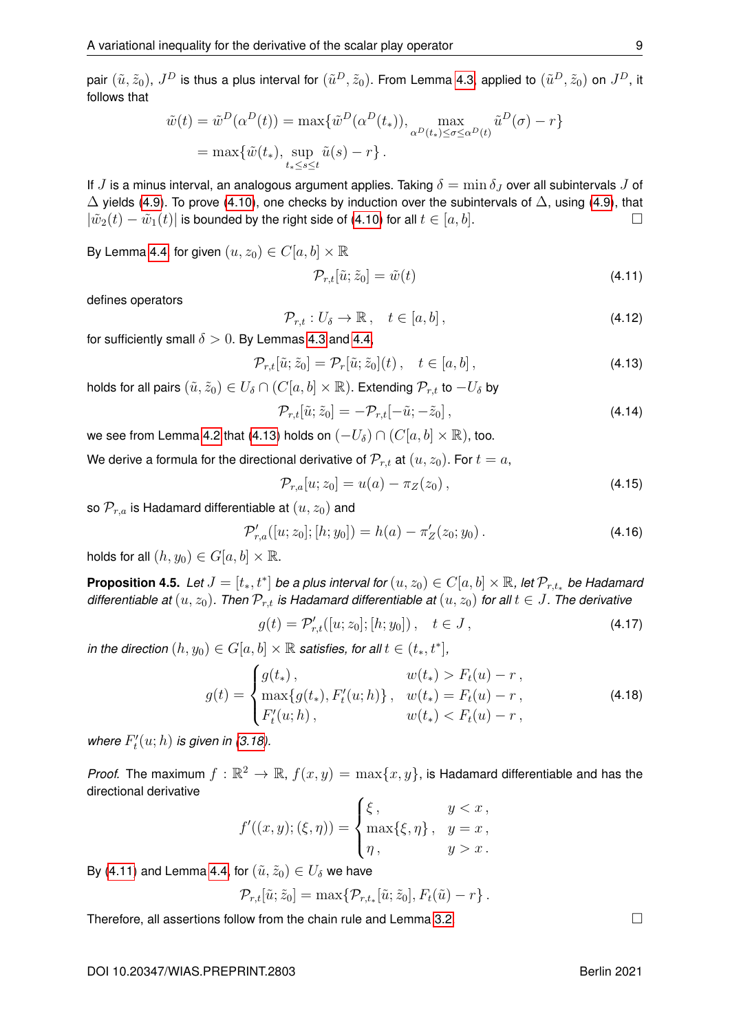pair $(\tilde{u}, \tilde{z}_0)$, $J^D$ is thus a plus interval for $(\tilde{u}^D, \tilde{z}_0)$. From Lemma 4.3, applied to $(\tilde{u}^D, \tilde{z}_0)$ on $J^D$, it follows that

$$\tilde{w}(t) = \tilde{w}^D(\alpha^D(t)) = \max\{\tilde{w}^D(\alpha^D(t_*)), \max_{\alpha^D(t_*) \le \sigma \le \alpha^D(t)} \tilde{u}^D(\sigma) - r\}$$
$$= \max\{\tilde{w}(t_*), \sup_{t_* \le s \le t} \tilde{u}(s) - r\}.$$

If $J$ is a minus interval, an analogous argument applies. Taking $\delta = \min \delta_J$ over all subintervals $J$ of $\Delta$ yields (4.9). To prove (4.10), one checks by induction over the subintervals of $\Delta$, using (4.9), that $|\tilde{w}_2(t) - \tilde{w}_1(t)|$ is bounded by the right side of (4.10) for all $t \in [a, b]$. □

By Lemma 4.4, for given $(u, z_0) \in C[a, b] \times \mathbb{R}$

$$\mathcal{P}_{r,t}[\tilde{u}; \tilde{z}_0] = \tilde{w}(t) \tag{4.11}$$

defines operators

$$\mathcal{P}_{r,t} : U_\delta \to \mathbb{R}, \quad t \in [a, b], \tag{4.12}$$

for sufficiently small $\delta > 0$. By Lemmas 4.3 and 4.4,

$$\mathcal{P}_{r,t}[\tilde{u}; \tilde{z}_0] = \mathcal{P}_r[\tilde{u}; \tilde{z}_0](t), \quad t \in [a, b], \tag{4.13}$$

holds for all pairs $(\tilde{u}, \tilde{z}_0) \in U_\delta \cap (C[a, b] \times \mathbb{R})$. Extending $\mathcal{P}_{r,t}$ to $-U_\delta$ by

$$\mathcal{P}_{r,t}[\tilde{u}; \tilde{z}_0] = -\mathcal{P}_{r,t}[-\tilde{u}; -\tilde{z}_0], \tag{4.14}$$

we see from Lemma 4.2 that (4.13) holds on $(-U_\delta) \cap (C[a, b] \times \mathbb{R})$, too.

We derive a formula for the directional derivative of $\mathcal{P}_{r,t}$ at $(u, z_0)$. For $t = a$,

$$\mathcal{P}_{r,a}[u; z_0] = u(a) - \pi_Z(z_0), \tag{4.15}$$

so $\mathcal{P}_{r,a}$ is Hadamard differentiable at $(u, z_0)$ and

$$\mathcal{P}'_{r,a}([u; z_0]; [h; y_0]) = h(a) - \pi'_Z(z_0; y_0). \tag{4.16}$$

holds for all $(h, y_0) \in G[a, b] \times \mathbb{R}$.

**Proposition 4.5.** *Let $J = [t_*, t^*]$ be a plus interval for $(u, z_0) \in C[a, b] \times \mathbb{R}$, let $\mathcal{P}_{r,t_*}$ be Hadamard differentiable at $(u, z_0)$. Then $\mathcal{P}_{r,t}$ is Hadamard differentiable at $(u, z_0)$ for all $t \in J$. The derivative*

$$g(t) = \mathcal{P}'_{r,t}([u; z_0]; [h; y_0]), \quad t \in J, \tag{4.17}$$

*in the direction $(h, y_0) \in G[a, b] \times \mathbb{R}$ satisfies, for all $t \in (t_*, t^*]$,*

$$g(t) = \begin{cases} g(t_*), & w(t_*) > F_t(u) - r, \\ \max\{g(t_*), F'_t(u; h)\}, & w(t_*) = F_t(u) - r, \\ F'_t(u; h), & w(t_*) < F_t(u) - r, \end{cases} \tag{4.18}$$

*where $F'_t(u; h)$ is given in (3.18).*

*Proof.* The maximum $f : \mathbb{R}^2 \to \mathbb{R}$, $f(x, y) = \max\{x, y\}$, is Hadamard differentiable and has the directional derivative

$$f'((x, y); (\xi, \eta)) = \begin{cases} \xi, & y < x, \\ \max\{\xi, \eta\}, & y = x, \\ \eta, & y > x. \end{cases}$$

By (4.11) and Lemma 4.4, for $(\tilde{u}, \tilde{z}_0) \in U_\delta$ we have

$$\mathcal{P}_{r,t}[\tilde{u}; \tilde{z}_0] = \max\{\mathcal{P}_{r,t_*}[\tilde{u}; \tilde{z}_0], F_t(\tilde{u}) - r\}.$$

Therefore, all assertions follow from the chain rule and Lemma 3.2. □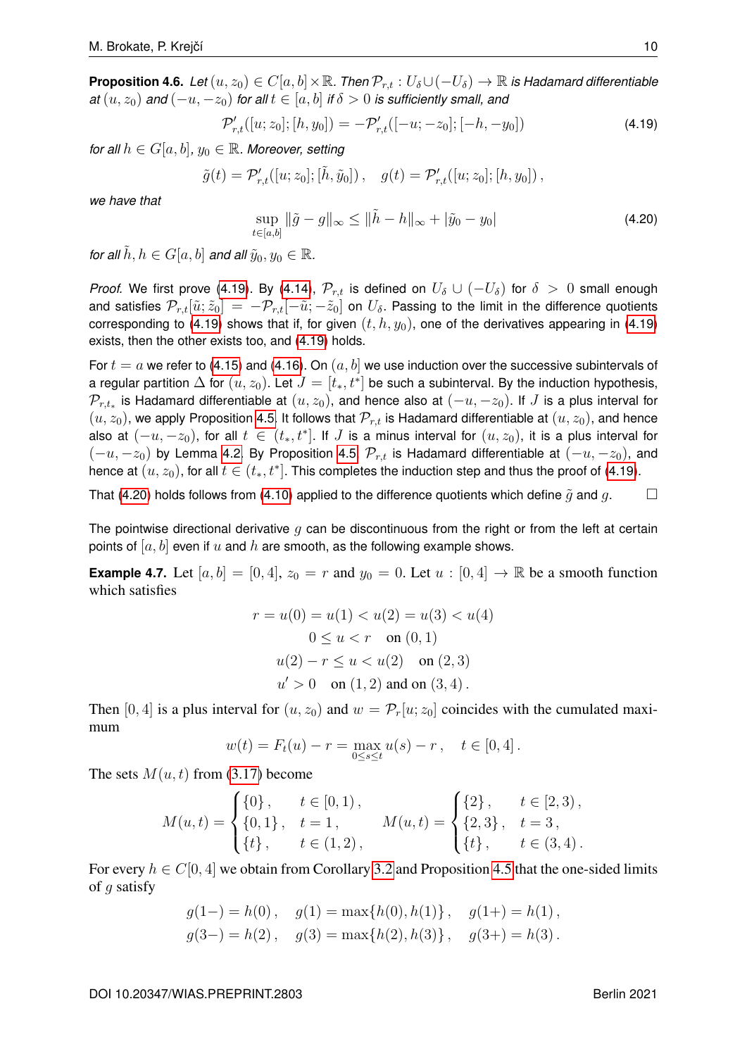**Proposition 4.6.** *Let $(u, z_0) \in C[a,b] \times \mathbb{R}$. Then $\mathcal{P}_{r,t} : U_\delta \cup (-U_\delta) \to \mathbb{R}$ is Hadamard differentiable at $(u, z_0)$ and $(-u, -z_0)$ for all $t \in [a,b]$ if $\delta > 0$ is sufficiently small, and*

$$\mathcal{P}'_{r,t}([u; z_0]; [h, y_0]) = -\mathcal{P}'_{r,t}([-u; -z_0]; [-h, -y_0]) \tag{4.19}$$

*for all $h \in G[a,b]$, $y_0 \in \mathbb{R}$. Moreover, setting*

$$\tilde{g}(t) = \mathcal{P}'_{r,t}([u; z_0]; [\tilde{h}, \tilde{y}_0]), \quad g(t) = \mathcal{P}'_{r,t}([u; z_0]; [h, y_0]),$$

*we have that*

$$\sup_{t \in [a,b]} \|\tilde{g} - g\|_\infty \leq \|\tilde{h} - h\|_\infty + |\tilde{y}_0 - y_0| \tag{4.20}$$

*for all $\tilde{h}, h \in G[a,b]$ and all $\tilde{y}_0, y_0 \in \mathbb{R}$.*

*Proof.* We first prove (4.19). By (4.14), $\mathcal{P}_{r,t}$ is defined on $U_\delta \cup (-U_\delta)$ for $\delta > 0$ small enough and satisfies $\mathcal{P}_{r,t}[\tilde{u}; \tilde{z}_0] = -\mathcal{P}_{r,t}[-\tilde{u}; -\tilde{z}_0]$ on $U_\delta$. Passing to the limit in the difference quotients corresponding to (4.19) shows that if, for given $(t, h, y_0)$, one of the derivatives appearing in (4.19) exists, then the other exists too, and (4.19) holds.

For $t = a$ we refer to (4.15) and (4.16). On $(a, b]$ we use induction over the successive subintervals of a regular partition $\Delta$ for $(u, z_0)$. Let $J = [t_*, t^*]$ be such a subinterval. By the induction hypothesis, $\mathcal{P}_{r,t_*}$ is Hadamard differentiable at $(u, z_0)$, and hence also at $(-u, -z_0)$. If $J$ is a plus interval for $(u, z_0)$, we apply Proposition 4.5. It follows that $\mathcal{P}_{r,t}$ is Hadamard differentiable at $(u, z_0)$, and hence also at $(-u, -z_0)$, for all $t \in (t_*, t^*]$. If $J$ is a minus interval for $(u, z_0)$, it is a plus interval for $(-u, -z_0)$ by Lemma 4.2. By Proposition 4.5, $\mathcal{P}_{r,t}$ is Hadamard differentiable at $(-u, -z_0)$, and hence at $(u, z_0)$, for all $t \in (t_*, t^*]$. This completes the induction step and thus the proof of (4.19).

That (4.20) holds follows from (4.10) applied to the difference quotients which define $\tilde{g}$ and $g$. $\square$

The pointwise directional derivative $g$ can be discontinuous from the right or from the left at certain points of $[a, b]$ even if $u$ and $h$ are smooth, as the following example shows.

**Example 4.7.** Let $[a, b] = [0, 4]$, $z_0 = r$ and $y_0 = 0$. Let $u : [0, 4] \to \mathbb{R}$ be a smooth function which satisfies

$$\begin{gathered}
r = u(0) = u(1) < u(2) = u(3) < u(4) \\
0 \leq u < r \quad \text{on } (0,1) \\
u(2) - r \leq u < u(2) \quad \text{on } (2,3) \\
u' > 0 \quad \text{on } (1,2) \text{ and on } (3,4)\,.
\end{gathered}$$

Then $[0, 4]$ is a plus interval for $(u, z_0)$ and $w = \mathcal{P}_r[u; z_0]$ coincides with the cumulated maximum

$$w(t) = F_t(u) - r = \max_{0 \leq s \leq t} u(s) - r\,, \quad t \in [0, 4]\,.$$

The sets $M(u, t)$ from (3.17) become

$$M(u,t) = \begin{cases} \{0\}\,, & t \in [0,1)\,, \\ \{0,1\}\,, & t = 1\,, \\ \{t\}\,, & t \in (1,2)\,, \end{cases} \qquad M(u,t) = \begin{cases} \{2\}\,, & t \in [2,3)\,, \\ \{2,3\}\,, & t = 3\,, \\ \{t\}\,, & t \in (3,4)\,. \end{cases}$$

For every $h \in C[0, 4]$ we obtain from Corollary 3.2 and Proposition 4.5 that the one-sided limits of $g$ satisfy

$$\begin{aligned}
g(1-) &= h(0)\,, \quad g(1) = \max\{h(0), h(1)\}\,, \quad g(1+) = h(1)\,, \\
g(3-) &= h(2)\,, \quad g(3) = \max\{h(2), h(3)\}\,, \quad g(3+) = h(3)\,.
\end{aligned}$$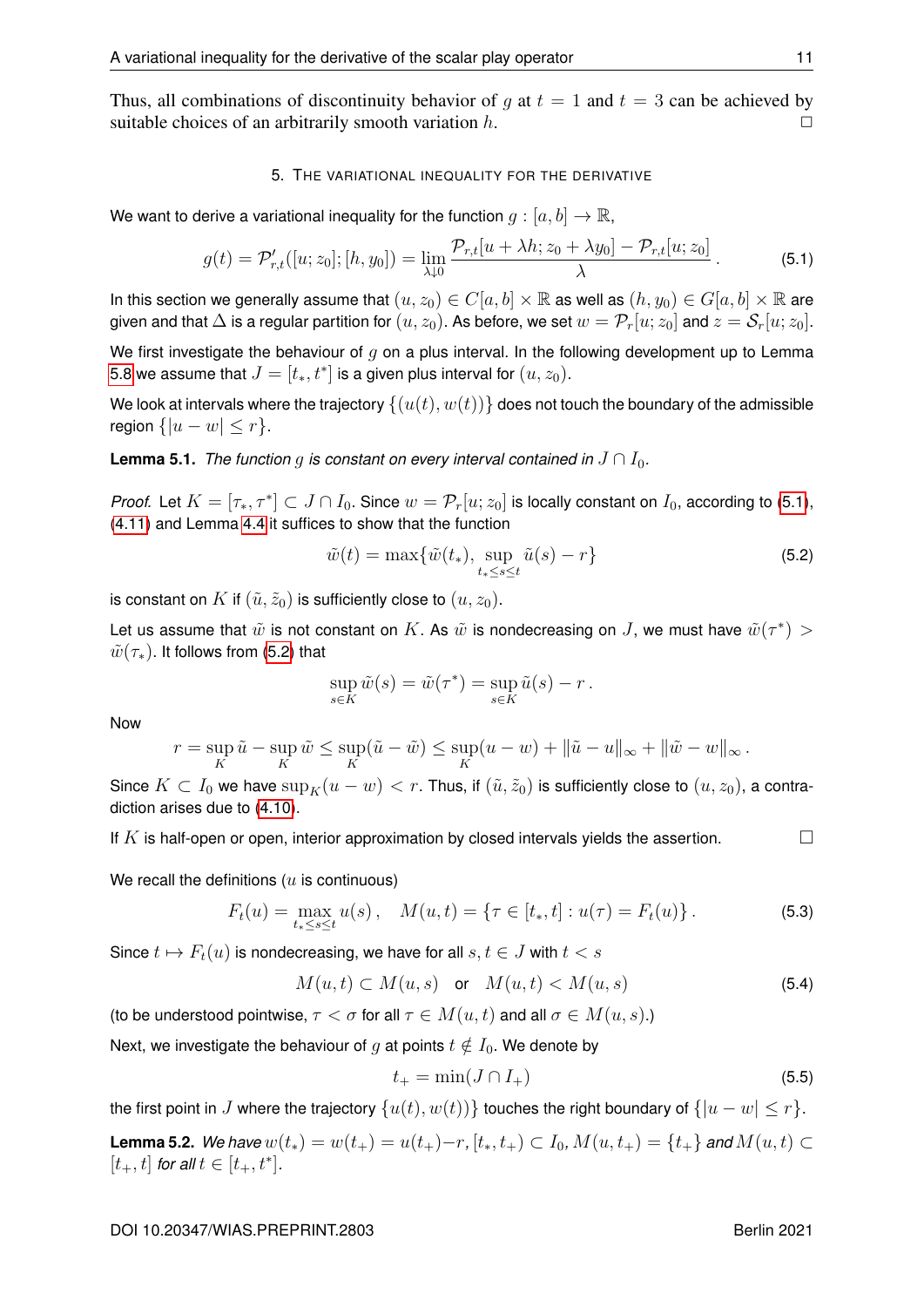Thus, all combinations of discontinuity behavior of $g$ at $t = 1$ and $t = 3$ can be achieved by suitable choices of an arbitrarily smooth variation $h$. □

## 5. The variational inequality for the derivative

We want to derive a variational inequality for the function $g : [a, b] \to \mathbb{R}$,

$$g(t) = \mathcal{P}'_{r,t}([u; z_0]; [h, y_0]) = \lim_{\lambda \downarrow 0} \frac{\mathcal{P}_{r,t}[u + \lambda h; z_0 + \lambda y_0] - \mathcal{P}_{r,t}[u; z_0]}{\lambda}. \tag{5.1}$$

In this section we generally assume that $(u, z_0) \in C[a, b] \times \mathbb{R}$ as well as $(h, y_0) \in G[a, b] \times \mathbb{R}$ are given and that $\Delta$ is a regular partition for $(u, z_0)$. As before, we set $w = \mathcal{P}_r[u; z_0]$ and $z = \mathcal{S}_r[u; z_0]$.

We first investigate the behaviour of $g$ on a plus interval. In the following development up to Lemma 5.8 we assume that $J = [t_*, t^*]$ is a given plus interval for $(u, z_0)$.

We look at intervals where the trajectory $\{(u(t), w(t))\}$ does not touch the boundary of the admissible region $\{|u - w| \le r\}$.

**Lemma 5.1.** *The function $g$ is constant on every interval contained in $J \cap I_0$.*

*Proof.* Let $K = [\tau_*, \tau^*] \subset J \cap I_0$. Since $w = \mathcal{P}_r[u; z_0]$ is locally constant on $I_0$, according to (5.1), (4.11) and Lemma 4.4 it suffices to show that the function

$$\tilde{w}(t) = \max\{\tilde{w}(t_*), \sup_{t_* \le s \le t} \tilde{u}(s) - r\} \tag{5.2}$$

is constant on $K$ if $(\tilde{u}, \tilde{z}_0)$ is sufficiently close to $(u, z_0)$.

Let us assume that $\tilde{w}$ is not constant on $K$. As $\tilde{w}$ is nondecreasing on $J$, we must have $\tilde{w}(\tau^*) > \tilde{w}(\tau_*)$. It follows from (5.2) that

$$\sup_{s \in K} \tilde{w}(s) = \tilde{w}(\tau^*) = \sup_{s \in K} \tilde{u}(s) - r.$$

Now

$$r = \sup_K \tilde{u} - \sup_K \tilde{w} \le \sup_K (\tilde{u} - \tilde{w}) \le \sup_K (u - w) + \|\tilde{u} - u\|_\infty + \|\tilde{w} - w\|_\infty.$$

Since $K \subset I_0$ we have $\sup_K (u - w) < r$. Thus, if $(\tilde{u}, \tilde{z}_0)$ is sufficiently close to $(u, z_0)$, a contradiction arises due to (4.10).

If $K$ is half-open or open, interior approximation by closed intervals yields the assertion. □

We recall the definitions ($u$ is continuous)

$$F_t(u) = \max_{t_* \le s \le t} u(s), \quad M(u, t) = \{\tau \in [t_*, t] : u(\tau) = F_t(u)\}. \tag{5.3}$$

Since $t \mapsto F_t(u)$ is nondecreasing, we have for all $s, t \in J$ with $t < s$

$$M(u, t) \subset M(u, s) \quad \text{or} \quad M(u, t) < M(u, s) \tag{5.4}$$

(to be understood pointwise, $\tau < \sigma$ for all $\tau \in M(u, t)$ and all $\sigma \in M(u, s)$.)

Next, we investigate the behaviour of $g$ at points $t \notin I_0$. We denote by

$$t_+ = \min(J \cap I_+) \tag{5.5}$$

the first point in $J$ where the trajectory $\{u(t), w(t))\}$ touches the right boundary of $\{|u - w| \le r\}$.

**Lemma 5.2.** *We have $w(t_*) = w(t_+) = u(t_+) - r$, $[t_*, t_+) \subset I_0$, $M(u, t_+) = \{t_+\}$ and $M(u, t) \subset [t_+, t]$ for all $t \in [t_+, t^*]$.*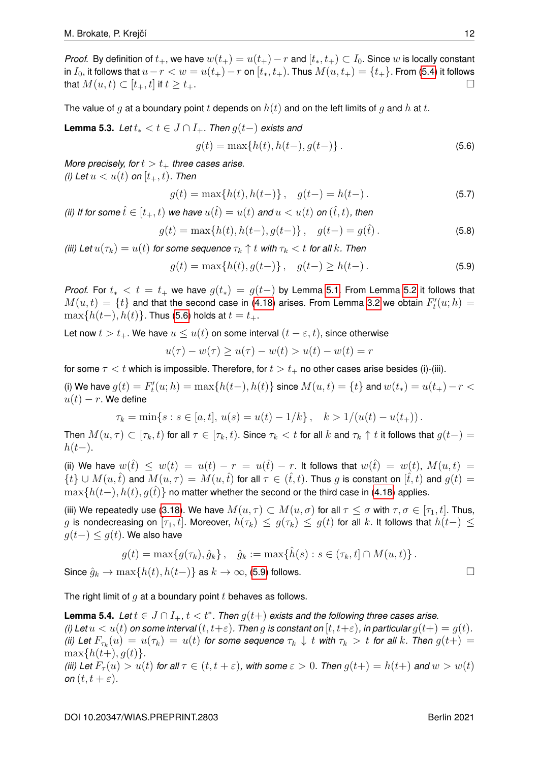*Proof.* By definition of $t_+$, we have $w(t_+) = u(t_+) - r$ and $[t_*, t_+) \subset I_0$. Since $w$ is locally constant in $I_0$, it follows that $u - r < w = u(t_+) - r$ on $[t_*, t_+)$. Thus $M(u, t_+) = \{t_+\}$. From (5.4) it follows that $M(u, t) \subset [t_+, t]$ if $t \geq t_+$. $\square$

The value of $g$ at a boundary point $t$ depends on $h(t)$ and on the left limits of $g$ and $h$ at $t$.

**Lemma 5.3.** *Let $t_* < t \in J \cap I_+$. Then $g(t-)$ exists and*

$$g(t) = \max\{h(t), h(t-), g(t-)\}\,. \tag{5.6}$$

*More precisely, for $t > t_+$ three cases arise.*
*(i) Let $u < u(t)$ on $[t_+, t)$. Then*

$$g(t) = \max\{h(t), h(t-)\}\,, \quad g(t-) = h(t-)\,. \tag{5.7}$$

*(ii) If for some $\hat{t} \in [t_+, t)$ we have $u(\hat{t}) = u(t)$ and $u < u(t)$ on $(\hat{t}, t)$, then*

$$g(t) = \max\{h(t), h(t-), g(t-)\}\,, \quad g(t-) = g(\hat{t})\,. \tag{5.8}$$

*(iii) Let $u(\tau_k) = u(t)$ for some sequence $\tau_k \uparrow t$ with $\tau_k < t$ for all $k$. Then*

$$g(t) = \max\{h(t), g(t-)\}\,, \quad g(t-) \geq h(t-)\,. \tag{5.9}$$

*Proof.* For $t_* < t = t_+$ we have $g(t_*) = g(t-)$ by Lemma 5.1. From Lemma 5.2 it follows that $M(u, t) = \{t\}$ and that the second case in (4.18) arises. From Lemma 3.2 we obtain $F_t'(u; h) = \max\{h(t-), h(t)\}$. Thus (5.6) holds at $t = t_+$.

Let now $t > t_+$. We have $u \leq u(t)$ on some interval $(t - \varepsilon, t)$, since otherwise

$$u(\tau) - w(\tau) \geq u(\tau) - w(t) > u(t) - w(t) = r$$

for some $\tau < t$ which is impossible. Therefore, for $t > t_+$ no other cases arise besides (i)-(iii).

(i) We have $g(t) = F_t'(u; h) = \max\{h(t-), h(t)\}$ since $M(u, t) = \{t\}$ and $w(t_*) = u(t_+) - r < u(t) - r$. We define

$$\tau_k = \min\{s : s \in [a, t],\ u(s) = u(t) - 1/k\}\,, \quad k > 1/(u(t) - u(t_+))\,.$$

Then $M(u, \tau) \subset [\tau_k, t)$ for all $\tau \in [\tau_k, t)$. Since $\tau_k < t$ for all $k$ and $\tau_k \uparrow t$ it follows that $g(t-) = h(t-)$.

(ii) We have $w(\hat{t}) \leq w(t) = u(t) - r = u(\hat{t}) - r$. It follows that $w(\hat{t}) = w(t)$, $M(u, t) = \{t\} \cup M(u, \hat{t})$ and $M(u, \tau) = M(u, \hat{t})$ for all $\tau \in (\hat{t}, t)$. Thus $g$ is constant on $[\hat{t}, t)$ and $g(t) = \max\{h(t-), h(t), g(\hat{t})\}$ no matter whether the second or the third case in (4.18) applies.

(iii) We repeatedly use (3.18). We have $M(u, \tau) \subset M(u, \sigma)$ for all $\tau \leq \sigma$ with $\tau, \sigma \in [\tau_1, t]$. Thus, $g$ is nondecreasing on $[\tau_1, t]$. Moreover, $h(\tau_k) \leq g(\tau_k) \leq g(t)$ for all $k$. It follows that $h(t-) \leq g(t-) \leq g(t)$. We also have

$$g(t) = \max\{g(\tau_k), \hat{g}_k\}\,, \quad \hat{g}_k := \max\{\hat{h}(s) : s \in (\tau_k, t] \cap M(u, t)\}\,.$$

Since $\hat{g}_k \to \max\{h(t), h(t-)\}$ as $k \to \infty$, (5.9) follows. $\square$

The right limit of $g$ at a boundary point $t$ behaves as follows.

**Lemma 5.4.** *Let $t \in J \cap I_+$, $t < t^*$. Then $g(t+)$ exists and the following three cases arise.*
*(i) Let $u < u(t)$ on some interval $(t, t+\varepsilon)$. Then $g$ is constant on $[t, t+\varepsilon)$, in particular $g(t+) = g(t)$.*
*(ii) Let $F_{\tau_k}(u) = u(\tau_k) = u(t)$ for some sequence $\tau_k \downarrow t$ with $\tau_k > t$ for all $k$. Then $g(t+) = \max\{h(t+), g(t)\}$.*
*(iii) Let $F_\tau(u) > u(t)$ for all $\tau \in (t, t+\varepsilon)$, with some $\varepsilon > 0$. Then $g(t+) = h(t+)$ and $w > w(t)$ on $(t, t+\varepsilon)$.*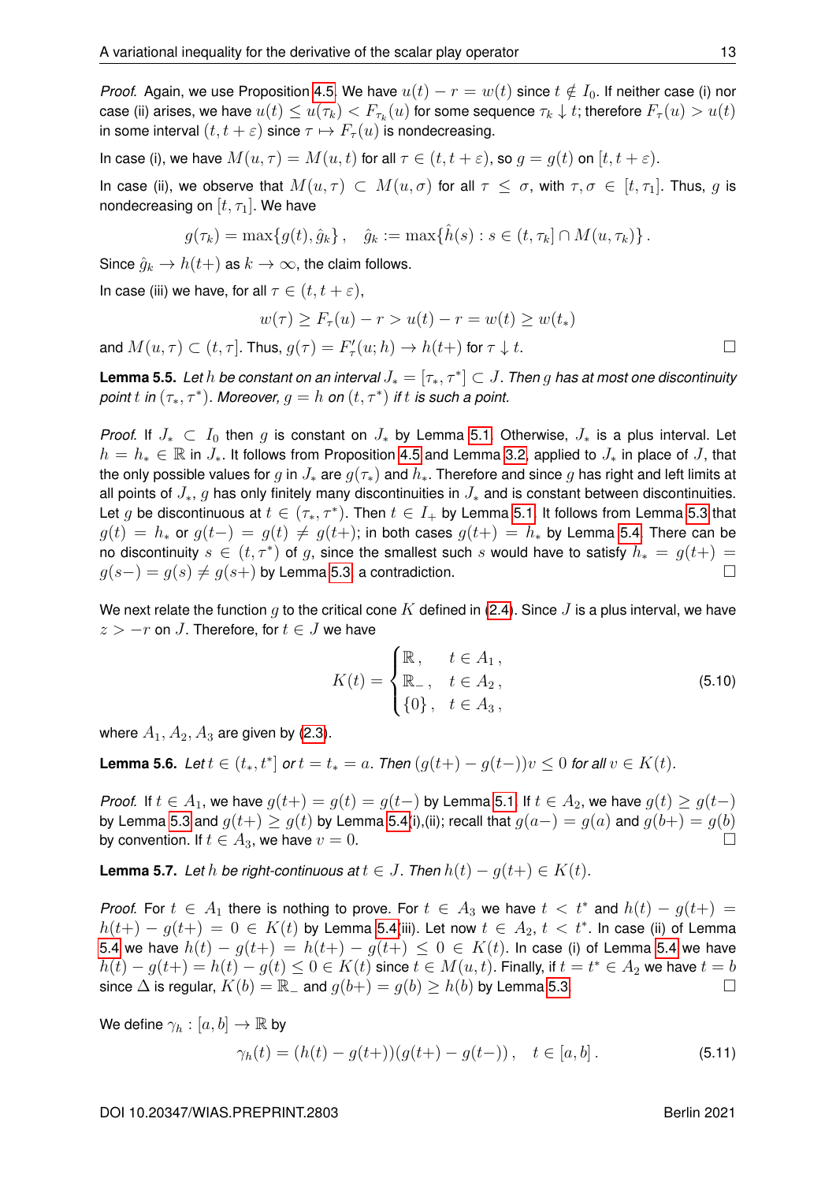*Proof.* Again, we use Proposition 4.5. We have $u(t) - r = w(t)$ since $t \notin I_0$. If neither case (i) nor case (ii) arises, we have $u(t) \le u(\tau_k) < F_{\tau_k}(u)$ for some sequence $\tau_k \downarrow t$; therefore $F_\tau(u) > u(t)$ in some interval $(t, t+\varepsilon)$ since $\tau \mapsto F_\tau(u)$ is nondecreasing.

In case (i), we have $M(u,\tau) = M(u,t)$ for all $\tau \in (t, t+\varepsilon)$, so $g = g(t)$ on $[t, t+\varepsilon)$.

In case (ii), we observe that $M(u,\tau) \subset M(u,\sigma)$ for all $\tau \le \sigma$, with $\tau, \sigma \in [t, \tau_1]$. Thus, $g$ is nondecreasing on $[t, \tau_1]$. We have

$$g(\tau_k) = \max\{g(t), \hat{g}_k\}, \quad \hat{g}_k := \max\{\hat{h}(s) : s \in (t, \tau_k] \cap M(u, \tau_k)\}.$$

Since $\hat{g}_k \to h(t+)$ as $k \to \infty$, the claim follows.

In case (iii) we have, for all $\tau \in (t, t+\varepsilon)$,

$$w(\tau) \ge F_\tau(u) - r > u(t) - r = w(t) \ge w(t_*)$$

and $M(u,\tau) \subset (t, \tau]$. Thus, $g(\tau) = F'_\tau(u; h) \to h(t+)$ for $\tau \downarrow t$. $\square$

**Lemma 5.5.** *Let $h$ be constant on an interval $J_* = [\tau_*, \tau^*] \subset J$. Then $g$ has at most one discontinuity point $t$ in $(\tau_*, \tau^*)$. Moreover, $g = h$ on $(t, \tau^*)$ if $t$ is such a point.*

*Proof.* If $J_* \subset I_0$ then $g$ is constant on $J_*$ by Lemma 5.1. Otherwise, $J_*$ is a plus interval. Let $h = h_* \in \mathbb{R}$ in $J_*$. It follows from Proposition 4.5 and Lemma 3.2, applied to $J_*$ in place of $J$, that the only possible values for $g$ in $J_*$ are $g(\tau_*)$ and $h_*$. Therefore and since $g$ has right and left limits at all points of $J_*$, $g$ has only finitely many discontinuities in $J_*$ and is constant between discontinuities. Let $g$ be discontinuous at $t \in (\tau_*, \tau^*)$. Then $t \in I_+$ by Lemma 5.1. It follows from Lemma 5.3 that $g(t) = h_*$ or $g(t-) = g(t) \ne g(t+)$; in both cases $g(t+) = h_*$ by Lemma 5.4. There can be no discontinuity $s \in (t, \tau^*)$ of $g$, since the smallest such $s$ would have to satisfy $h_* = g(t+) = g(s-) = g(s) \ne g(s+)$ by Lemma 5.3, a contradiction. $\square$

We next relate the function $g$ to the critical cone $K$ defined in (2.4). Since $J$ is a plus interval, we have $z > -r$ on $J$. Therefore, for $t \in J$ we have

$$K(t) = \begin{cases} \mathbb{R}, & t \in A_1, \\ \mathbb{R}_-, & t \in A_2, \\ \{0\}, & t \in A_3, \end{cases} \tag{5.10}$$

where $A_1, A_2, A_3$ are given by (2.3).

**Lemma 5.6.** *Let $t \in (t_*, t^*]$ or $t = t_* = a$. Then $(g(t+) - g(t-))v \le 0$ for all $v \in K(t)$.*

*Proof.* If $t \in A_1$, we have $g(t+) = g(t) = g(t-)$ by Lemma 5.1. If $t \in A_2$, we have $g(t) \ge g(t-)$ by Lemma 5.3 and $g(t+) \ge g(t)$ by Lemma 5.4(i),(ii); recall that $g(a-) = g(a)$ and $g(b+) = g(b)$ by convention. If $t \in A_3$, we have $v = 0$. $\square$

**Lemma 5.7.** *Let $h$ be right-continuous at $t \in J$. Then $h(t) - g(t+) \in K(t)$.*

*Proof.* For $t \in A_1$ there is nothing to prove. For $t \in A_3$ we have $t < t^*$ and $h(t) - g(t+) = h(t+) - g(t+) = 0 \in K(t)$ by Lemma 5.4(iii). Let now $t \in A_2$, $t < t^*$. In case (ii) of Lemma 5.4 we have $h(t) - g(t+) = h(t+) - g(t+) \le 0 \in K(t)$. In case (i) of Lemma 5.4 we have $h(t) - g(t+) = h(t) - g(t) \le 0 \in K(t)$ since $t \in M(u,t)$. Finally, if $t = t^* \in A_2$ we have $t = b$ since $\Delta$ is regular, $K(b) = \mathbb{R}_-$ and $g(b+) = g(b) \ge h(b)$ by Lemma 5.3. $\square$

We define $\gamma_h : [a,b] \to \mathbb{R}$ by

$$\gamma_h(t) = (h(t) - g(t+))(g(t+) - g(t-)), \quad t \in [a,b]. \tag{5.11}$$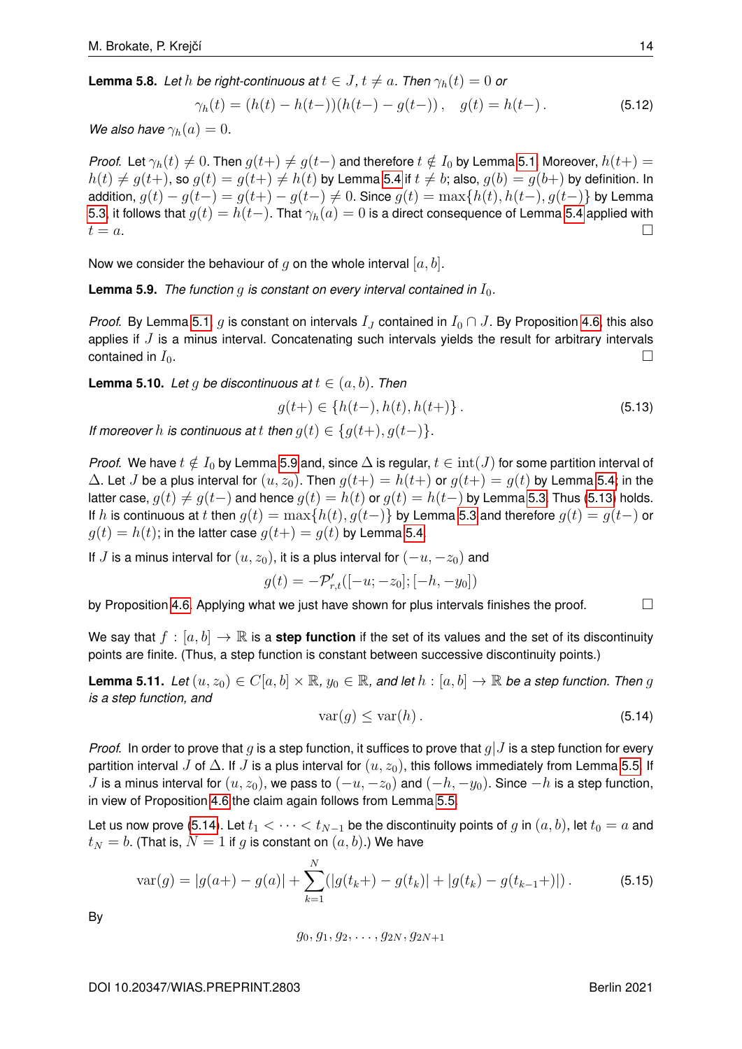**Lemma 5.8.** *Let $h$ be right-continuous at $t \in J$, $t \neq a$. Then $\gamma_h(t) = 0$ or*

$$\gamma_h(t) = (h(t) - h(t-))(h(t-) - g(t-)), \quad g(t) = h(t-). \tag{5.12}$$

*We also have $\gamma_h(a) = 0$.*

*Proof.* Let $\gamma_h(t) \neq 0$. Then $g(t+) \neq g(t-)$ and therefore $t \notin I_0$ by Lemma 5.1. Moreover, $h(t+) = h(t) \neq g(t+)$, so $g(t) = g(t+) \neq h(t)$ by Lemma 5.4 if $t \neq b$; also, $g(b) = g(b+)$ by definition. In addition, $g(t) - g(t-) = g(t+) - g(t-) \neq 0$. Since $g(t) = \max\{h(t), h(t-), g(t-)\}$ by Lemma 5.3, it follows that $g(t) = h(t-)$. That $\gamma_h(a) = 0$ is a direct consequence of Lemma 5.4 applied with $t = a$. $\square$

Now we consider the behaviour of $g$ on the whole interval $[a, b]$.

**Lemma 5.9.** *The function $g$ is constant on every interval contained in $I_0$.*

*Proof.* By Lemma 5.1, $g$ is constant on intervals $I_J$ contained in $I_0 \cap J$. By Proposition 4.6, this also applies if $J$ is a minus interval. Concatenating such intervals yields the result for arbitrary intervals contained in $I_0$. $\square$

**Lemma 5.10.** *Let $g$ be discontinuous at $t \in (a, b)$. Then*

$$g(t+) \in \{h(t-), h(t), h(t+)\}. \tag{5.13}$$

*If moreover $h$ is continuous at $t$ then $g(t) \in \{g(t+), g(t-)\}$.*

*Proof.* We have $t \notin I_0$ by Lemma 5.9 and, since $\Delta$ is regular, $t \in \mathrm{int}(J)$ for some partition interval of $\Delta$. Let $J$ be a plus interval for $(u, z_0)$. Then $g(t+) = h(t+)$ or $g(t+) = g(t)$ by Lemma 5.4; in the latter case, $g(t) \neq g(t-)$ and hence $g(t) = h(t)$ or $g(t) = h(t-)$ by Lemma 5.3. Thus (5.13) holds. If $h$ is continuous at $t$ then $g(t) = \max\{h(t), g(t-)\}$ by Lemma 5.3 and therefore $g(t) = g(t-)$ or $g(t) = h(t)$; in the latter case $g(t+) = g(t)$ by Lemma 5.4.

If $J$ is a minus interval for $(u, z_0)$, it is a plus interval for $(-u, -z_0)$ and

$$g(t) = -\mathcal{P}'_{r,t}([-u; -z_0]; [-h, -y_0])$$

by Proposition 4.6. Applying what we just have shown for plus intervals finishes the proof. $\square$

We say that $f : [a, b] \to \mathbb{R}$ is a **step function** if the set of its values and the set of its discontinuity points are finite. (Thus, a step function is constant between successive discontinuity points.)

**Lemma 5.11.** *Let $(u, z_0) \in C[a, b] \times \mathbb{R}$, $y_0 \in \mathbb{R}$, and let $h : [a, b] \to \mathbb{R}$ be a step function. Then $g$ is a step function, and*

$$\mathrm{var}(g) \leq \mathrm{var}(h). \tag{5.14}$$

*Proof.* In order to prove that $g$ is a step function, it suffices to prove that $g|J$ is a step function for every partition interval $J$ of $\Delta$. If $J$ is a plus interval for $(u, z_0)$, this follows immediately from Lemma 5.5. If $J$ is a minus interval for $(u, z_0)$, we pass to $(-u, -z_0)$ and $(-h, -y_0)$. Since $-h$ is a step function, in view of Proposition 4.6 the claim again follows from Lemma 5.5.

Let us now prove (5.14). Let $t_1 < \cdots < t_{N-1}$ be the discontinuity points of $g$ in $(a, b)$, let $t_0 = a$ and $t_N = b$. (That is, $N = 1$ if $g$ is constant on $(a, b)$.) We have

$$\mathrm{var}(g) = |g(a+) - g(a)| + \sum_{k=1}^{N} (|g(t_k+) - g(t_k)| + |g(t_k) - g(t_{k-1}+)|). \tag{5.15}$$

By

$$g_0, g_1, g_2, \ldots, g_{2N}, g_{2N+1}$$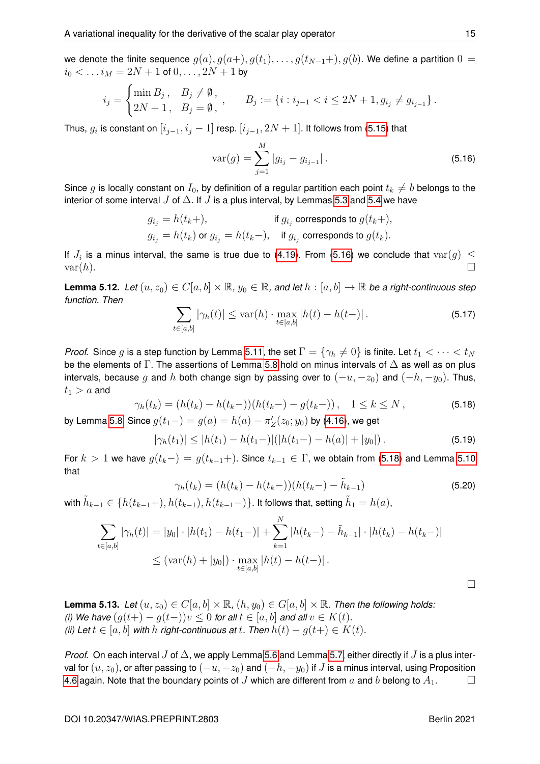we denote the finite sequence $g(a), g(a+), g(t_1), \ldots, g(t_{N-1}+), g(b)$. We define a partition $0 = i_0 < \ldots i_M = 2N+1$ of $0, \ldots, 2N+1$ by

$$
i_j = \begin{cases} \min B_j\,, & B_j \neq \emptyset\,, \\ 2N+1\,, & B_j = \emptyset\,, \end{cases} \qquad B_j := \{i : i_{j-1} < i \le 2N+1, g_{i_j} \neq g_{i_{j-1}}\}\,.
$$

Thus, $g_i$ is constant on $[i_{j-1}, i_j - 1]$ resp. $[i_{j-1}, 2N+1]$. It follows from (5.15) that

$$
\operatorname{var}(g) = \sum_{j=1}^{M} |g_{i_j} - g_{i_{j-1}}|\,. \tag{5.16}
$$

Since $g$ is locally constant on $I_0$, by definition of a regular partition each point $t_k \neq b$ belongs to the interior of some interval $J$ of $\Delta$. If $J$ is a plus interval, by Lemmas 5.3 and 5.4 we have

$$
\begin{aligned}
g_{i_j} &= h(t_k+), && \text{if } g_{i_j} \text{ corresponds to } g(t_k+), \\
g_{i_j} &= h(t_k) \text{ or } g_{i_j} = h(t_k-), && \text{if } g_{i_j} \text{ corresponds to } g(t_k).
\end{aligned}
$$

If $J_i$ is a minus interval, the same is true due to (4.19). From (5.16) we conclude that $\operatorname{var}(g) \le \operatorname{var}(h)$. □

**Lemma 5.12.** *Let $(u, z_0) \in C[a, b] \times \mathbb{R}$, $y_0 \in \mathbb{R}$, and let $h : [a, b] \to \mathbb{R}$ be a right-continuous step function. Then*

$$
\sum_{t \in [a,b]} |\gamma_h(t)| \le \operatorname{var}(h) \cdot \max_{t \in [a,b]} |h(t) - h(t-)|\,. \tag{5.17}
$$

*Proof.* Since $g$ is a step function by Lemma 5.11, the set $\Gamma = \{\gamma_h \neq 0\}$ is finite. Let $t_1 < \cdots < t_N$ be the elements of $\Gamma$. The assertions of Lemma 5.8 hold on minus intervals of $\Delta$ as well as on plus intervals, because $g$ and $h$ both change sign by passing over to $(-u, -z_0)$ and $(-h, -y_0)$. Thus, $t_1 > a$ and

$$
\gamma_h(t_k) = (h(t_k) - h(t_k-))(h(t_k-) - g(t_k-))\,, \quad 1 \le k \le N\,, \tag{5.18}
$$

by Lemma 5.8. Since $g(t_1-) = g(a) = h(a) - \pi'_Z(z_0; y_0)$ by (4.16), we get

$$
|\gamma_h(t_1)| \le |h(t_1) - h(t_1-)|(|h(t_1-) - h(a)| + |y_0|)\,. \tag{5.19}
$$

For $k > 1$ we have $g(t_k-) = g(t_{k-1}+)$. Since $t_{k-1} \in \Gamma$, we obtain from (5.18) and Lemma 5.10 that

$$
\gamma_h(t_k) = (h(t_k) - h(t_k-))(h(t_k-) - \tilde{h}_{k-1}) \tag{5.20}
$$

with $\tilde{h}_{k-1} \in \{h(t_{k-1}+), h(t_{k-1}), h(t_{k-1}-)\}$. It follows that, setting $\tilde{h}_1 = h(a)$,

$$
\begin{aligned}
\sum_{t \in [a,b]} |\gamma_h(t)| &= |y_0| \cdot |h(t_1) - h(t_1-)| + \sum_{k=1}^{N} |h(t_k-) - \tilde{h}_{k-1}| \cdot |h(t_k) - h(t_k-)| \\
&\le (\operatorname{var}(h) + |y_0|) \cdot \max_{t \in [a,b]} |h(t) - h(t-)|\,.
\end{aligned}
$$

□

**Lemma 5.13.** *Let $(u, z_0) \in C[a, b] \times \mathbb{R}$, $(h, y_0) \in G[a, b] \times \mathbb{R}$. Then the following holds:*
*(i) We have $(g(t+) - g(t-))v \le 0$ for all $t \in [a, b]$ and all $v \in K(t)$.*
*(ii) Let $t \in [a, b]$ with $h$ right-continuous at $t$. Then $h(t) - g(t+) \in K(t)$.*

*Proof.* On each interval $J$ of $\Delta$, we apply Lemma 5.6 and Lemma 5.7, either directly if $J$ is a plus interval for $(u, z_0)$, or after passing to $(-u, -z_0)$ and $(-h, -y_0)$ if $J$ is a minus interval, using Proposition 4.6 again. Note that the boundary points of $J$ which are different from $a$ and $b$ belong to $A_1$. □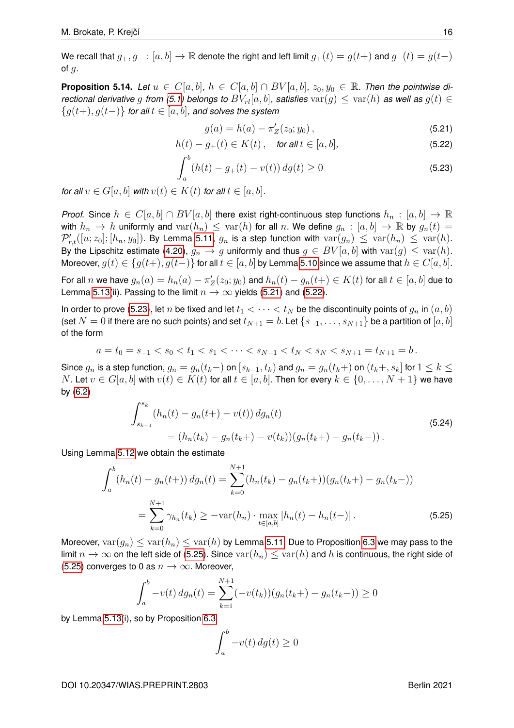We recall that $g_+, g_- : [a,b] \to \mathbb{R}$ denote the right and left limit $g_+(t) = g(t+)$ and $g_-(t) = g(t-)$ of $g$.

**Proposition 5.14.** *Let $u \in C[a,b]$, $h \in C[a,b] \cap BV[a,b]$, $z_0, y_0 \in \mathbb{R}$. Then the pointwise directional derivative $g$ from (5.1) belongs to $BV_{rl}[a,b]$, satisfies $\operatorname{var}(g) \le \operatorname{var}(h)$ as well as $g(t) \in \{g(t+), g(t-)\}$ for all $t \in [a,b]$, and solves the system*

$$g(a) = h(a) - \pi'_Z(z_0; y_0)\,, \tag{5.21}$$

$$h(t) - g_+(t) \in K(t)\,, \quad \textit{for all } t \in [a,b], \tag{5.22}$$

$$\int_a^b (h(t) - g_+(t) - v(t))\, dg(t) \ge 0 \tag{5.23}$$

*for all $v \in G[a,b]$ with $v(t) \in K(t)$ for all $t \in [a,b]$.*

*Proof.* Since $h \in C[a,b] \cap BV[a,b]$ there exist right-continuous step functions $h_n : [a,b] \to \mathbb{R}$ with $h_n \to h$ uniformly and $\operatorname{var}(h_n) \le \operatorname{var}(h)$ for all $n$. We define $g_n : [a,b] \to \mathbb{R}$ by $g_n(t) = \mathcal{P}'_{r,t}([u; z_0]; [h_n, y_0])$. By Lemma 5.11, $g_n$ is a step function with $\operatorname{var}(g_n) \le \operatorname{var}(h_n) \le \operatorname{var}(h)$. By the Lipschitz estimate (4.20), $g_n \to g$ uniformly and thus $g \in BV[a,b]$ with $\operatorname{var}(g) \le \operatorname{var}(h)$. Moreover, $g(t) \in \{g(t+), g(t-)\}$ for all $t \in [a,b]$ by Lemma 5.10 since we assume that $h \in C[a,b]$.

For all $n$ we have $g_n(a) = h_n(a) - \pi'_Z(z_0; y_0)$ and $h_n(t) - g_n(t+) \in K(t)$ for all $t \in [a,b]$ due to Lemma 5.13(ii). Passing to the limit $n \to \infty$ yields (5.21) and (5.22).

In order to prove (5.23), let $n$ be fixed and let $t_1 < \cdots < t_N$ be the discontinuity points of $g_n$ in $(a,b)$ (set $N = 0$ if there are no such points) and set $t_{N+1} = b$. Let $\{s_{-1}, \dots, s_{N+1}\}$ be a partition of $[a,b]$ of the form

$$a = t_0 = s_{-1} < s_0 < t_1 < s_1 < \cdots < s_{N-1} < t_N < s_N < s_{N+1} = t_{N+1} = b\,.$$

Since $g_n$ is a step function, $g_n = g_n(t_k-)$ on $[s_{k-1}, t_k)$ and $g_n = g_n(t_k+)$ on $(t_k+, s_k]$ for $1 \le k \le N$. Let $v \in G[a,b]$ with $v(t) \in K(t)$ for all $t \in [a,b]$. Then for every $k \in \{0, \dots, N+1\}$ we have by (6.2)

$$\begin{aligned} &\int_{s_{k-1}}^{s_k} (h_n(t) - g_n(t+) - v(t))\, dg_n(t) \\ &\qquad = (h_n(t_k) - g_n(t_k+) - v(t_k))(g_n(t_k+) - g_n(t_k-))\,. \end{aligned} \tag{5.24}$$

Using Lemma 5.12 we obtain the estimate

$$\begin{aligned} \int_a^b (h_n(t) - g_n(t+))\, dg_n(t) &= \sum_{k=0}^{N+1} (h_n(t_k) - g_n(t_k+))(g_n(t_k+) - g_n(t_k-)) \\ &= \sum_{k=0}^{N+1} \gamma_{h_n}(t_k) \ge -\operatorname{var}(h_n) \cdot \max_{t \in [a,b]} |h_n(t) - h_n(t-)|\,. \end{aligned} \tag{5.25}$$

Moreover, $\operatorname{var}(g_n) \le \operatorname{var}(h_n) \le \operatorname{var}(h)$ by Lemma 5.11. Due to Proposition 6.3 we may pass to the limit $n \to \infty$ on the left side of (5.25). Since $\operatorname{var}(h_n) \le \operatorname{var}(h)$ and $h$ is continuous, the right side of (5.25) converges to 0 as $n \to \infty$. Moreover,

$$\int_a^b -v(t)\, dg_n(t) = \sum_{k=1}^{N+1} (-v(t_k))(g_n(t_k+) - g_n(t_k-)) \ge 0$$

by Lemma 5.13(i), so by Proposition 6.3

$$\int_a^b -v(t)\, dg(t) \ge 0$$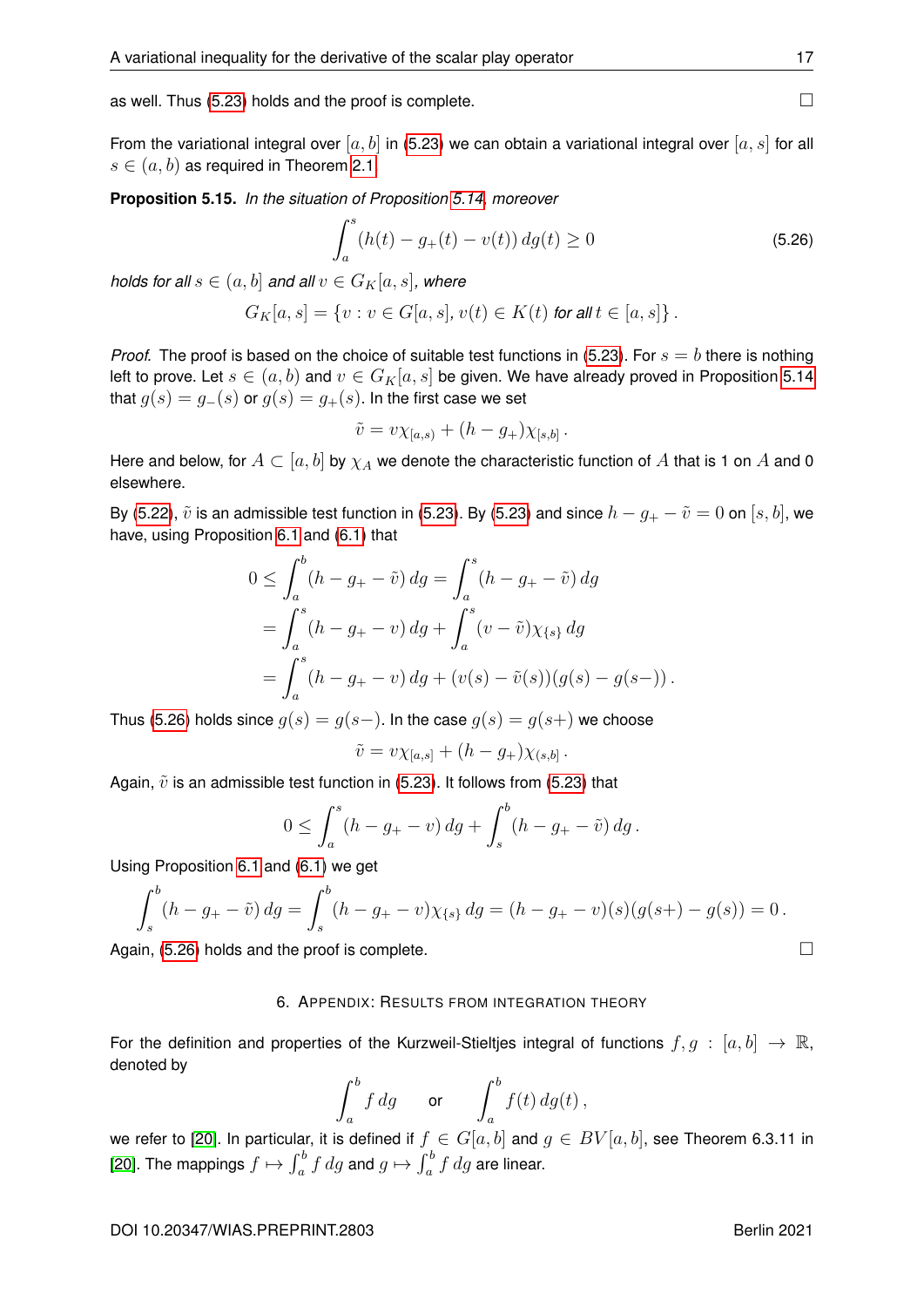as well. Thus (5.23) holds and the proof is complete. □

From the variational integral over $[a,b]$ in (5.23) we can obtain a variational integral over $[a,s]$ for all $s \in (a,b)$ as required in Theorem 2.1.

**Proposition 5.15.** *In the situation of Proposition 5.14, moreover*

$$\int_a^s (h(t) - g_+(t) - v(t))\, dg(t) \geq 0 \tag{5.26}$$

*holds for all $s \in (a,b]$ and all $v \in G_K[a,s]$, where*

$$G_K[a,s] = \{v : v \in G[a,s],\, v(t) \in K(t) \text{ for all } t \in [a,s]\}\,.$$

*Proof.* The proof is based on the choice of suitable test functions in (5.23). For $s = b$ there is nothing left to prove. Let $s \in (a,b)$ and $v \in G_K[a,s]$ be given. We have already proved in Proposition 5.14 that $g(s) = g_-(s)$ or $g(s) = g_+(s)$. In the first case we set

$$\tilde{v} = v\chi_{[a,s)} + (h - g_+)\chi_{[s,b]}\,.$$

Here and below, for $A \subset [a,b]$ by $\chi_A$ we denote the characteristic function of $A$ that is 1 on $A$ and 0 elsewhere.

By (5.22), $\tilde{v}$ is an admissible test function in (5.23). By (5.23) and since $h - g_+ - \tilde{v} = 0$ on $[s,b]$, we have, using Proposition 6.1 and (6.1) that

$$\begin{aligned}
0 &\leq \int_a^b (h - g_+ - \tilde{v})\, dg = \int_a^s (h - g_+ - \tilde{v})\, dg \\
&= \int_a^s (h - g_+ - v)\, dg + \int_a^s (v - \tilde{v})\chi_{\{s\}}\, dg \\
&= \int_a^s (h - g_+ - v)\, dg + (v(s) - \tilde{v}(s))(g(s) - g(s-))\,.
\end{aligned}$$

Thus (5.26) holds since $g(s) = g(s-)$. In the case $g(s) = g(s+)$ we choose

$$\tilde{v} = v\chi_{[a,s]} + (h - g_+)\chi_{(s,b]}\,.$$

Again, $\tilde{v}$ is an admissible test function in (5.23). It follows from (5.23) that

$$0 \leq \int_a^s (h - g_+ - v)\, dg + \int_s^b (h - g_+ - \tilde{v})\, dg\,.$$

Using Proposition 6.1 and (6.1) we get

$$\int_s^b (h - g_+ - \tilde{v})\, dg = \int_s^b (h - g_+ - v)\chi_{\{s\}}\, dg = (h - g_+ - v)(s)(g(s+) - g(s)) = 0\,.$$

Again, (5.26) holds and the proof is complete. □

## 6. Appendix: Results from integration theory

For the definition and properties of the Kurzweil-Stieltjes integral of functions $f, g : [a,b] \to \mathbb{R}$, denoted by

$$\int_a^b f\, dg \qquad \text{or} \qquad \int_a^b f(t)\, dg(t)\,,$$

we refer to [20]. In particular, it is defined if $f \in G[a,b]$ and $g \in BV[a,b]$, see Theorem 6.3.11 in [20]. The mappings $f \mapsto \int_a^b f\, dg$ and $g \mapsto \int_a^b f\, dg$ are linear.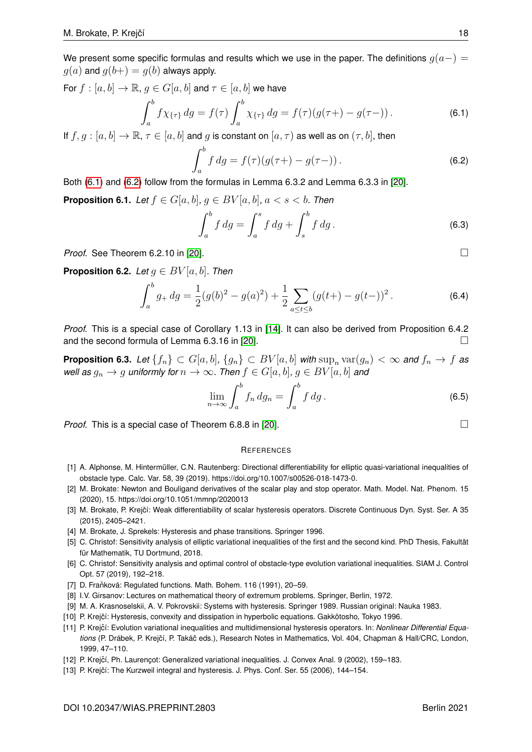We present some specific formulas and results which we use in the paper. The definitions $g(a-) = g(a)$ and $g(b+) = g(b)$ always apply.

For $f : [a, b] \to \mathbb{R}$, $g \in G[a, b]$ and $\tau \in [a, b]$ we have

$$\int_a^b f\chi_{\{\tau\}}\, dg = f(\tau) \int_a^b \chi_{\{\tau\}}\, dg = f(\tau)(g(\tau+) - g(\tau-))\,. \tag{6.1}$$

If $f, g : [a, b] \to \mathbb{R}$, $\tau \in [a, b]$ and $g$ is constant on $[a, \tau)$ as well as on $(\tau, b]$, then

$$\int_a^b f\, dg = f(\tau)(g(\tau+) - g(\tau-))\,. \tag{6.2}$$

Both (6.1) and (6.2) follow from the formulas in Lemma 6.3.2 and Lemma 6.3.3 in [20].

**Proposition 6.1.** *Let $f \in G[a, b]$, $g \in BV[a, b]$, $a < s < b$. Then*

$$\int_a^b f\, dg = \int_a^s f\, dg + \int_s^b f\, dg\,. \tag{6.3}$$

*Proof.* See Theorem 6.2.10 in [20]. □

**Proposition 6.2.** *Let $g \in BV[a, b]$. Then*

$$\int_a^b g_+\, dg = \frac{1}{2}(g(b)^2 - g(a)^2) + \frac{1}{2} \sum_{a \le t \le b} (g(t+) - g(t-))^2\,. \tag{6.4}$$

*Proof.* This is a special case of Corollary 1.13 in [14]. It can also be derived from Proposition 6.4.2 and the second formula of Lemma 6.3.16 in [20]. □

**Proposition 6.3.** *Let $\{f_n\} \subset G[a, b]$, $\{g_n\} \subset BV[a, b]$ with $\sup_n \operatorname{var}(g_n) < \infty$ and $f_n \to f$ as well as $g_n \to g$ uniformly for $n \to \infty$. Then $f \in G[a, b]$, $g \in BV[a, b]$ and*

$$\lim_{n\to\infty} \int_a^b f_n\, dg_n = \int_a^b f\, dg\,. \tag{6.5}$$

*Proof.* This is a special case of Theorem 6.8.8 in [20]. □

## REFERENCES

[1] A. Alphonse, M. Hintermüller, C.N. Rautenberg: Directional differentiability for elliptic quasi-variational inequalities of obstacle type. Calc. Var. 58, 39 (2019). https://doi.org/10.1007/s00526-018-1473-0.

[2] M. Brokate: Newton and Bouligand derivatives of the scalar play and stop operator. Math. Model. Nat. Phenom. 15 (2020), 15. https://doi.org/10.1051/mmnp/2020013

[3] M. Brokate, P. Krejčí: Weak differentiability of scalar hysteresis operators. Discrete Continuous Dyn. Syst. Ser. A 35 (2015), 2405–2421.

[4] M. Brokate, J. Sprekels: Hysteresis and phase transitions. Springer 1996.

[5] C. Christof: Sensitivity analysis of elliptic variational inequalities of the first and the second kind. PhD Thesis, Fakultät für Mathematik, TU Dortmund, 2018.

[6] C. Christof: Sensitivity analysis and optimal control of obstacle-type evolution variational inequalities. SIAM J. Control Opt. 57 (2019), 192–218.

[7] D. Fraňková: Regulated functions. Math. Bohem. 116 (1991), 20–59.

[8] I.V. Girsanov: Lectures on mathematical theory of extremum problems. Springer, Berlin, 1972.

[9] M. A. Krasnoselskii, A. V. Pokrovskii: Systems with hysteresis. Springer 1989. Russian original: Nauka 1983.

[10] P. Krejčí: Hysteresis, convexity and dissipation in hyperbolic equations. Gakkōtosho, Tokyo 1996.

[11] P. Krejčí: Evolution variational inequalities and multidimensional hysteresis operators. In: *Nonlinear Differential Equations* (P. Drábek, P. Krejčí, P. Takáč eds.), Research Notes in Mathematics, Vol. 404, Chapman & Hall/CRC, London, 1999, 47–110.

[12] P. Krejčí, Ph. Laurençot: Generalized variational inequalities. J. Convex Anal. 9 (2002), 159–183.

[13] P. Krejčí: The Kurzweil integral and hysteresis. J. Phys. Conf. Ser. 55 (2006), 144–154.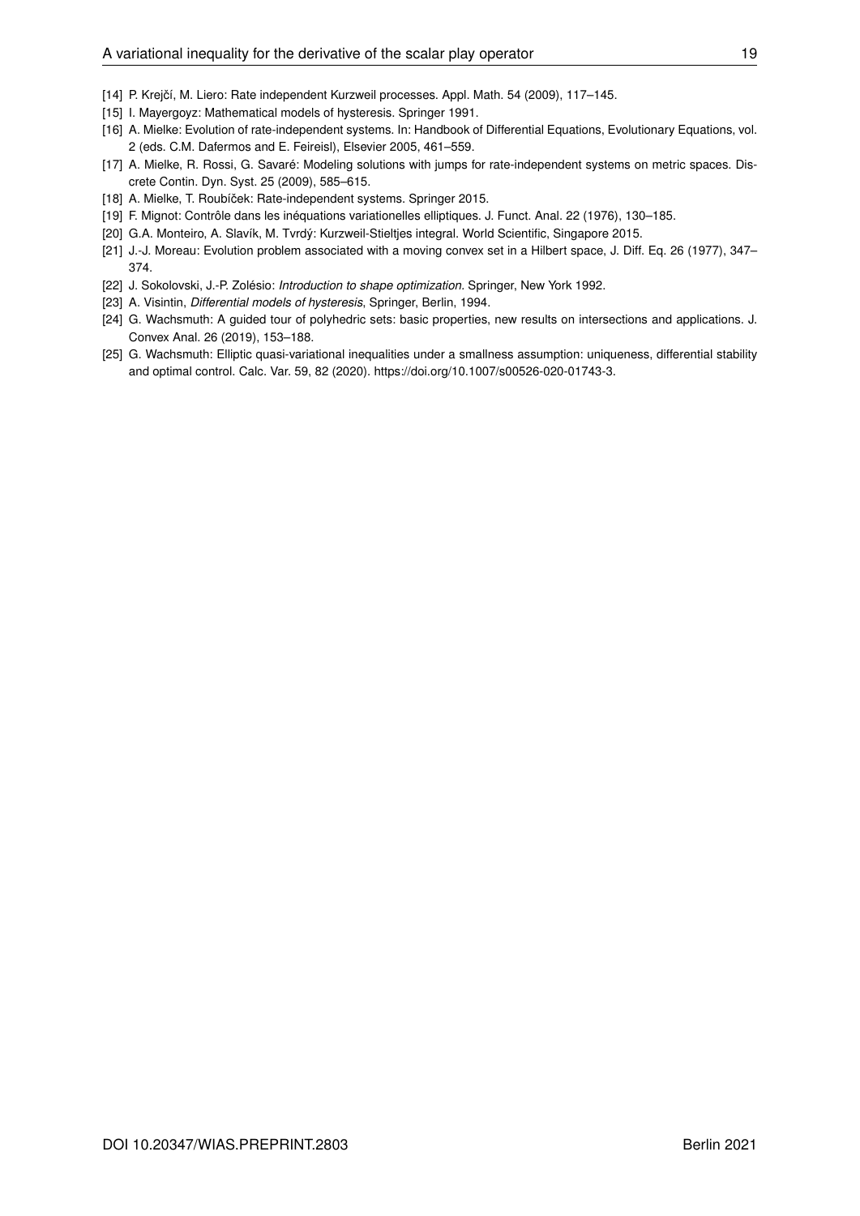[14] P. Krejčí, M. Liero: Rate independent Kurzweil processes. Appl. Math. 54 (2009), 117–145.

[15] I. Mayergoyz: Mathematical models of hysteresis. Springer 1991.

[16] A. Mielke: Evolution of rate-independent systems. In: Handbook of Differential Equations, Evolutionary Equations, vol. 2 (eds. C.M. Dafermos and E. Feireisl), Elsevier 2005, 461–559.

[17] A. Mielke, R. Rossi, G. Savaré: Modeling solutions with jumps for rate-independent systems on metric spaces. Discrete Contin. Dyn. Syst. 25 (2009), 585–615.

[18] A. Mielke, T. Roubíček: Rate-independent systems. Springer 2015.

[19] F. Mignot: Contrôle dans les inéquations variationelles elliptiques. J. Funct. Anal. 22 (1976), 130–185.

[20] G.A. Monteiro, A. Slavík, M. Tvrdý: Kurzweil-Stieltjes integral. World Scientific, Singapore 2015.

[21] J.-J. Moreau: Evolution problem associated with a moving convex set in a Hilbert space, J. Diff. Eq. 26 (1977), 347–374.

[22] J. Sokolovski, J.-P. Zolésio: *Introduction to shape optimization*. Springer, New York 1992.

[23] A. Visintin, *Differential models of hysteresis*, Springer, Berlin, 1994.

[24] G. Wachsmuth: A guided tour of polyhedric sets: basic properties, new results on intersections and applications. J. Convex Anal. 26 (2019), 153–188.

[25] G. Wachsmuth: Elliptic quasi-variational inequalities under a smallness assumption: uniqueness, differential stability and optimal control. Calc. Var. 59, 82 (2020). https://doi.org/10.1007/s00526-020-01743-3.